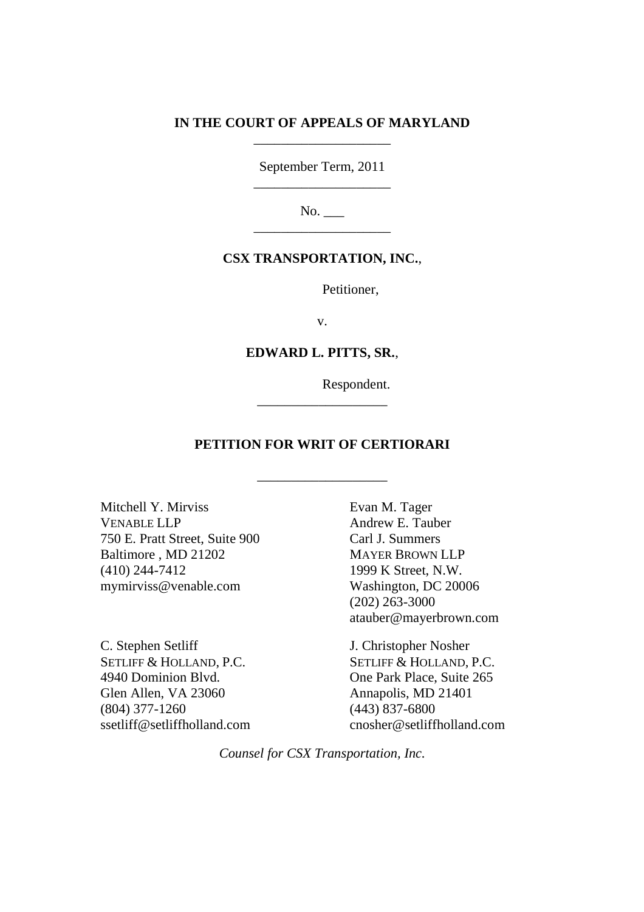**IN THE COURT OF APPEALS OF MARYLAND**

---

September Term, 2011

---

No. ___

---

**CSX TRANSPORTATION, INC.**,

Petitioner,

v.

**EDWARD L. PITTS, SR.**,

Respondent.

---

**PETITION FOR WRIT OF CERTIORARI**

---

Mitchell Y. Mirviss
VENABLE LLP
750 E. Pratt Street, Suite 900
Baltimore , MD 21202
(410) 244-7412
mymirviss@venable.com

Evan M. Tager
Andrew E. Tauber
Carl J. Summers
MAYER BROWN LLP
1999 K Street, N.W.
Washington, DC 20006
(202) 263-3000
atauber@mayerbrown.com

C. Stephen Setliff
SETLIFF & HOLLAND, P.C.
4940 Dominion Blvd.
Glen Allen, VA 23060
(804) 377-1260
ssetliff@setliffholland.com

J. Christopher Nosher
SETLIFF & HOLLAND, P.C.
One Park Place, Suite 265
Annapolis, MD 21401
(443) 837-6800
cnosher@setliffholland.com

*Counsel for CSX Transportation, Inc.*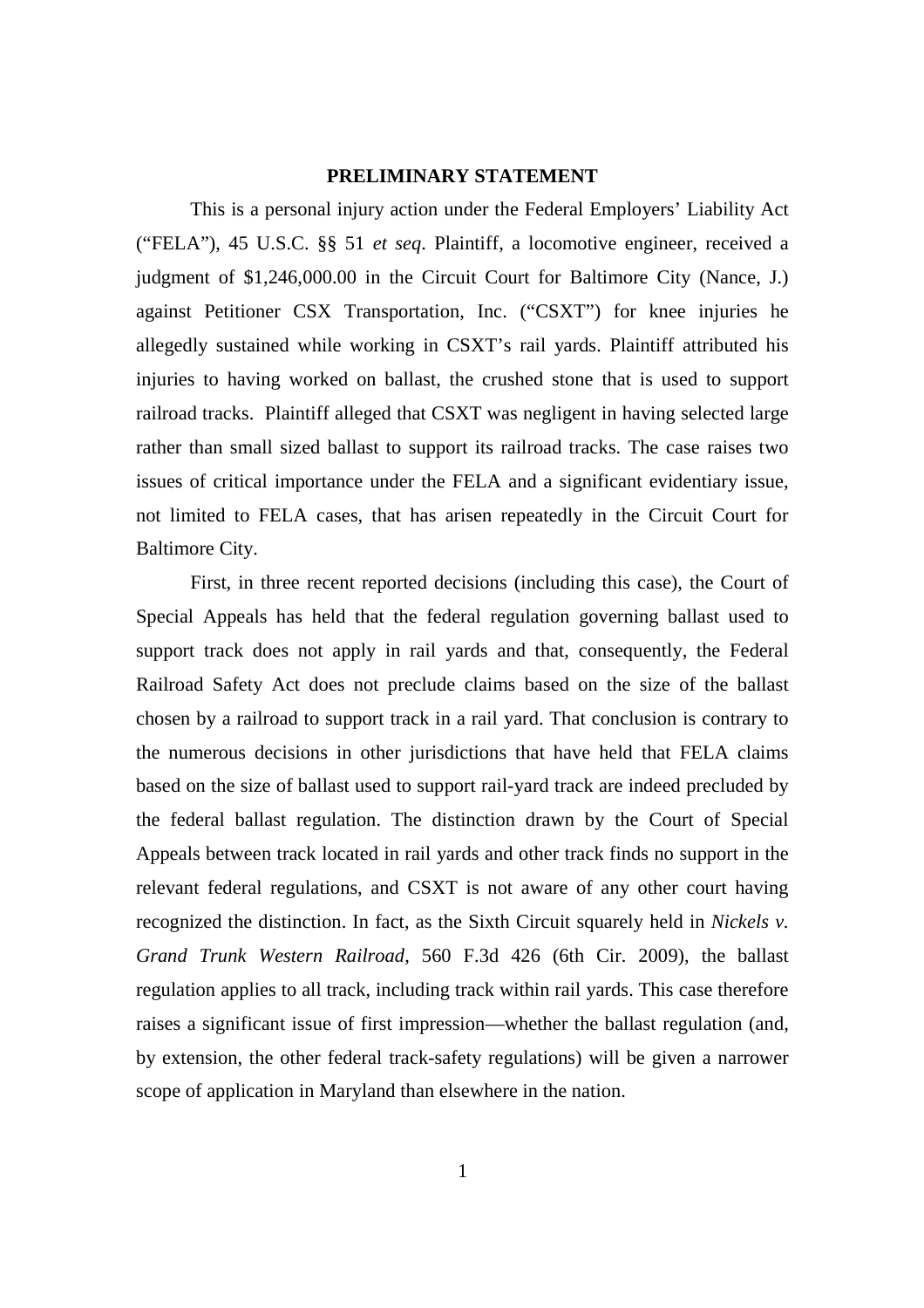## PRELIMINARY STATEMENT

This is a personal injury action under the Federal Employers' Liability Act ("FELA"), 45 U.S.C. §§ 51 *et seq*. Plaintiff, a locomotive engineer, received a judgment of $1,246,000.00 in the Circuit Court for Baltimore City (Nance, J.) against Petitioner CSX Transportation, Inc. ("CSXT") for knee injuries he allegedly sustained while working in CSXT's rail yards. Plaintiff attributed his injuries to having worked on ballast, the crushed stone that is used to support railroad tracks. Plaintiff alleged that CSXT was negligent in having selected large rather than small sized ballast to support its railroad tracks. The case raises two issues of critical importance under the FELA and a significant evidentiary issue, not limited to FELA cases, that has arisen repeatedly in the Circuit Court for Baltimore City.

First, in three recent reported decisions (including this case), the Court of Special Appeals has held that the federal regulation governing ballast used to support track does not apply in rail yards and that, consequently, the Federal Railroad Safety Act does not preclude claims based on the size of the ballast chosen by a railroad to support track in a rail yard. That conclusion is contrary to the numerous decisions in other jurisdictions that have held that FELA claims based on the size of ballast used to support rail-yard track are indeed precluded by the federal ballast regulation. The distinction drawn by the Court of Special Appeals between track located in rail yards and other track finds no support in the relevant federal regulations, and CSXT is not aware of any other court having recognized the distinction. In fact, as the Sixth Circuit squarely held in *Nickels v. Grand Trunk Western Railroad*, 560 F.3d 426 (6th Cir. 2009), the ballast regulation applies to all track, including track within rail yards. This case therefore raises a significant issue of first impression—whether the ballast regulation (and, by extension, the other federal track-safety regulations) will be given a narrower scope of application in Maryland than elsewhere in the nation.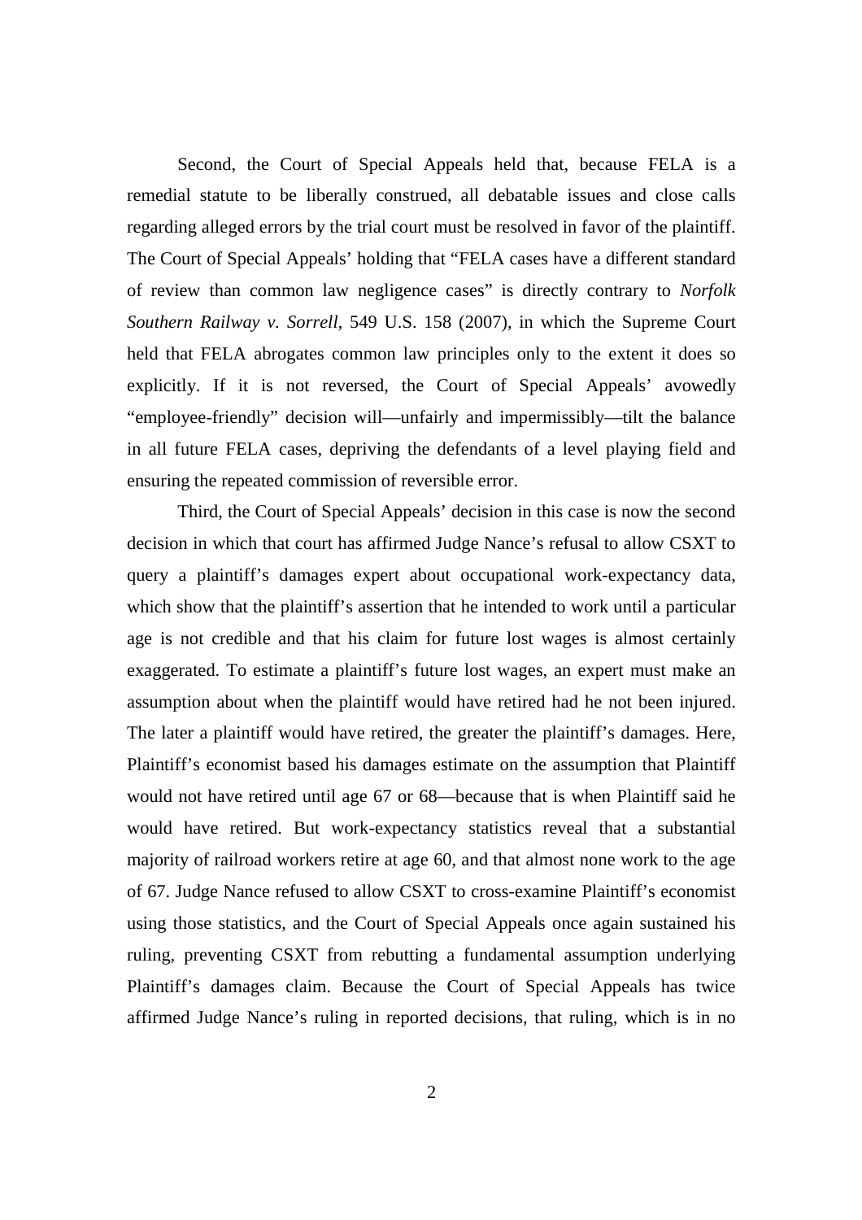Second, the Court of Special Appeals held that, because FELA is a remedial statute to be liberally construed, all debatable issues and close calls regarding alleged errors by the trial court must be resolved in favor of the plaintiff. The Court of Special Appeals' holding that "FELA cases have a different standard of review than common law negligence cases" is directly contrary to *Norfolk Southern Railway v. Sorrell*, 549 U.S. 158 (2007), in which the Supreme Court held that FELA abrogates common law principles only to the extent it does so explicitly. If it is not reversed, the Court of Special Appeals' avowedly "employee-friendly" decision will—unfairly and impermissibly—tilt the balance in all future FELA cases, depriving the defendants of a level playing field and ensuring the repeated commission of reversible error.

Third, the Court of Special Appeals' decision in this case is now the second decision in which that court has affirmed Judge Nance's refusal to allow CSXT to query a plaintiff's damages expert about occupational work-expectancy data, which show that the plaintiff's assertion that he intended to work until a particular age is not credible and that his claim for future lost wages is almost certainly exaggerated. To estimate a plaintiff's future lost wages, an expert must make an assumption about when the plaintiff would have retired had he not been injured. The later a plaintiff would have retired, the greater the plaintiff's damages. Here, Plaintiff's economist based his damages estimate on the assumption that Plaintiff would not have retired until age 67 or 68—because that is when Plaintiff said he would have retired. But work-expectancy statistics reveal that a substantial majority of railroad workers retire at age 60, and that almost none work to the age of 67. Judge Nance refused to allow CSXT to cross-examine Plaintiff's economist using those statistics, and the Court of Special Appeals once again sustained his ruling, preventing CSXT from rebutting a fundamental assumption underlying Plaintiff's damages claim. Because the Court of Special Appeals has twice affirmed Judge Nance's ruling in reported decisions, that ruling, which is in no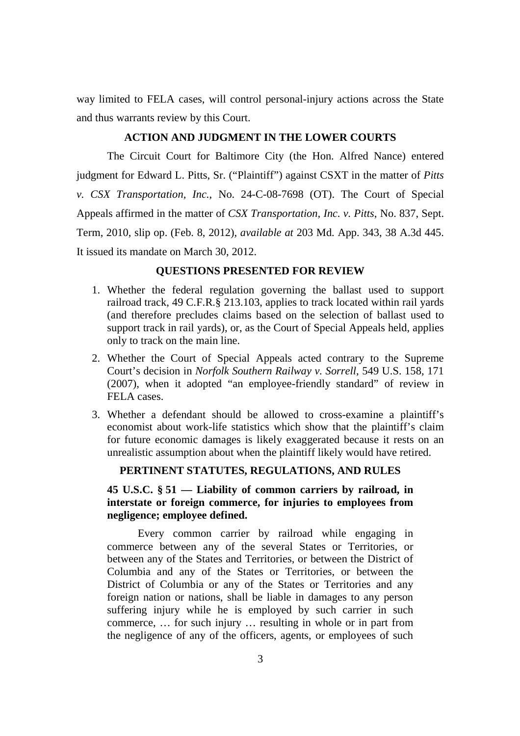way limited to FELA cases, will control personal-injury actions across the State and thus warrants review by this Court.

## ACTION AND JUDGMENT IN THE LOWER COURTS

The Circuit Court for Baltimore City (the Hon. Alfred Nance) entered judgment for Edward L. Pitts, Sr. ("Plaintiff") against CSXT in the matter of *Pitts v. CSX Transportation, Inc.*, No. 24-C-08-7698 (OT). The Court of Special Appeals affirmed in the matter of *CSX Transportation, Inc. v. Pitts*, No. 837, Sept. Term, 2010, slip op. (Feb. 8, 2012), *available at* 203 Md. App. 343, 38 A.3d 445. It issued its mandate on March 30, 2012.

## QUESTIONS PRESENTED FOR REVIEW

1. Whether the federal regulation governing the ballast used to support railroad track, 49 C.F.R.§ 213.103, applies to track located within rail yards (and therefore precludes claims based on the selection of ballast used to support track in rail yards), or, as the Court of Special Appeals held, applies only to track on the main line.
2. Whether the Court of Special Appeals acted contrary to the Supreme Court's decision in *Norfolk Southern Railway v. Sorrell*, 549 U.S. 158, 171 (2007), when it adopted "an employee-friendly standard" of review in FELA cases.
3. Whether a defendant should be allowed to cross-examine a plaintiff's economist about work-life statistics which show that the plaintiff's claim for future economic damages is likely exaggerated because it rests on an unrealistic assumption about when the plaintiff likely would have retired.

## PERTINENT STATUTES, REGULATIONS, AND RULES

### 45 U.S.C. § 51 — Liability of common carriers by railroad, in interstate or foreign commerce, for injuries to employees from negligence; employee defined.

Every common carrier by railroad while engaging in commerce between any of the several States or Territories, or between any of the States and Territories, or between the District of Columbia and any of the States or Territories, or between the District of Columbia or any of the States or Territories and any foreign nation or nations, shall be liable in damages to any person suffering injury while he is employed by such carrier in such commerce, … for such injury … resulting in whole or in part from the negligence of any of the officers, agents, or employees of such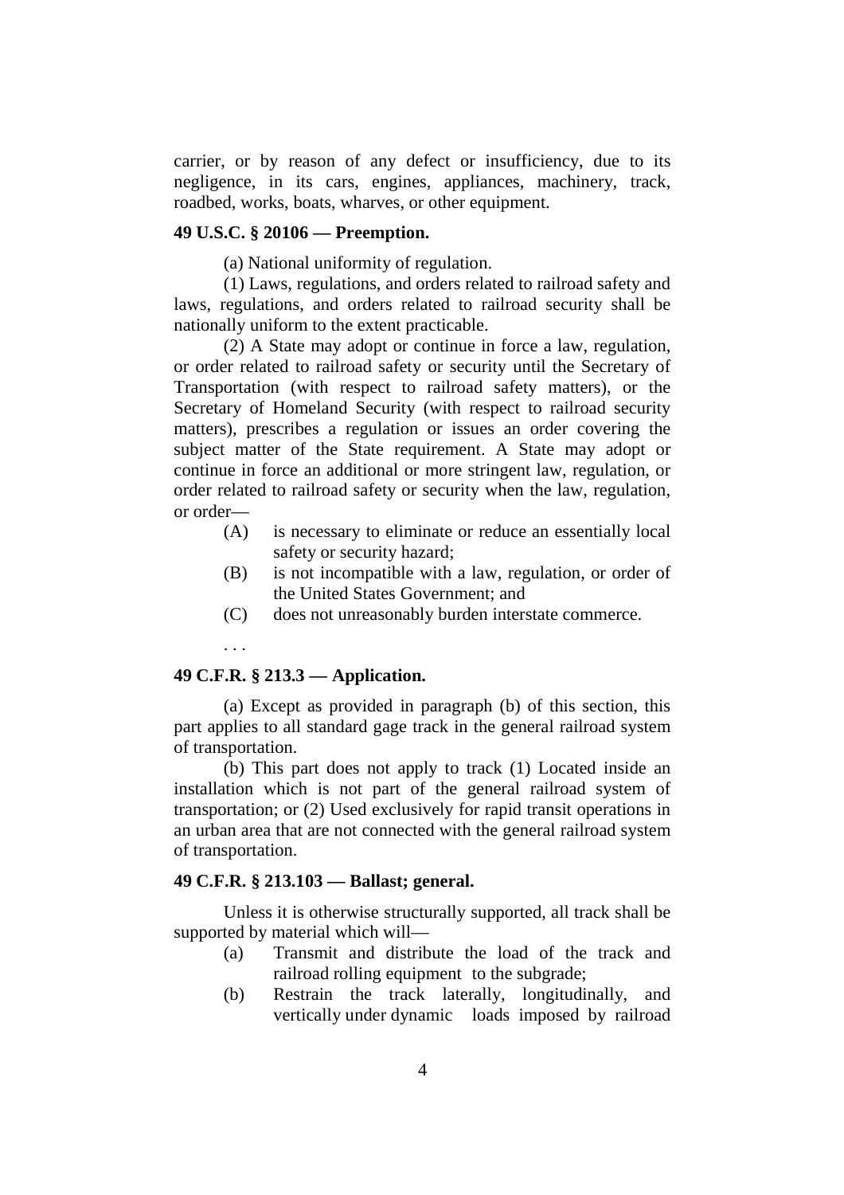carrier, or by reason of any defect or insufficiency, due to its negligence, in its cars, engines, appliances, machinery, track, roadbed, works, boats, wharves, or other equipment.

**49 U.S.C. § 20106 — Preemption.**

(a) National uniformity of regulation.

(1) Laws, regulations, and orders related to railroad safety and laws, regulations, and orders related to railroad security shall be nationally uniform to the extent practicable.

(2) A State may adopt or continue in force a law, regulation, or order related to railroad safety or security until the Secretary of Transportation (with respect to railroad safety matters), or the Secretary of Homeland Security (with respect to railroad security matters), prescribes a regulation or issues an order covering the subject matter of the State requirement. A State may adopt or continue in force an additional or more stringent law, regulation, or order related to railroad safety or security when the law, regulation, or order—

- (A) is necessary to eliminate or reduce an essentially local safety or security hazard;
- (B) is not incompatible with a law, regulation, or order of the United States Government; and
- (C) does not unreasonably burden interstate commerce.

. . .

**49 C.F.R. § 213.3 — Application.**

(a) Except as provided in paragraph (b) of this section, this part applies to all standard gage track in the general railroad system of transportation.

(b) This part does not apply to track (1) Located inside an installation which is not part of the general railroad system of transportation; or (2) Used exclusively for rapid transit operations in an urban area that are not connected with the general railroad system of transportation.

**49 C.F.R. § 213.103 — Ballast; general.**

Unless it is otherwise structurally supported, all track shall be supported by material which will—

- (a) Transmit and distribute the load of the track and railroad rolling equipment to the subgrade;
- (b) Restrain the track laterally, longitudinally, and vertically under dynamic loads imposed by railroad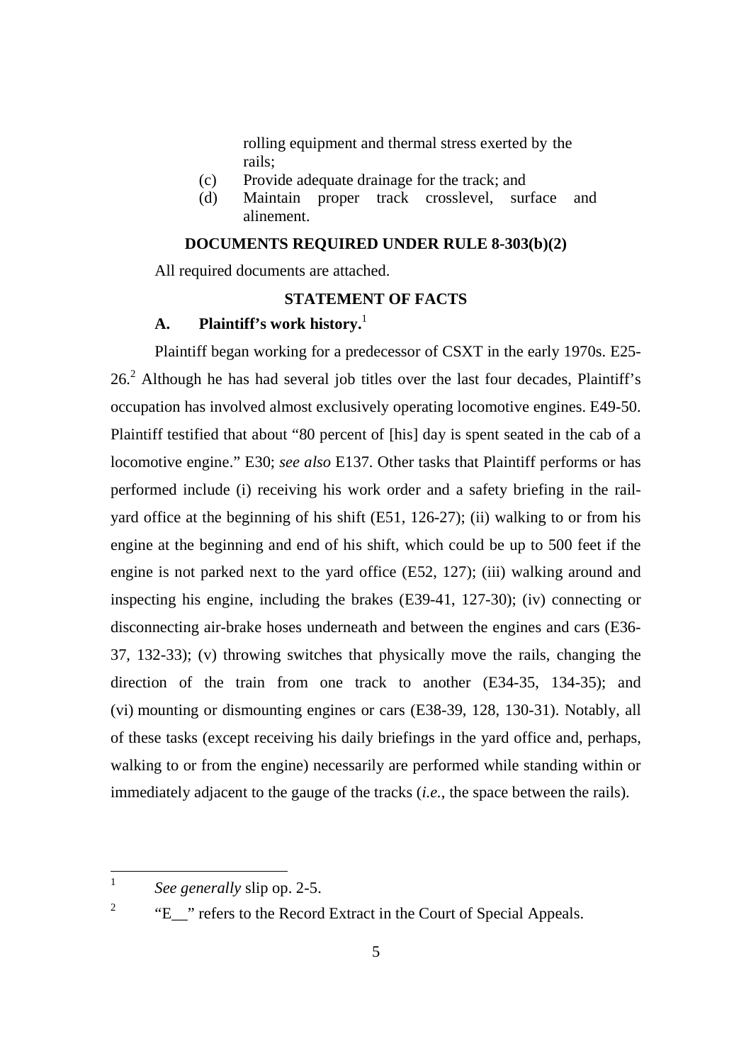rolling equipment and thermal stress exerted by the rails;

(c) Provide adequate drainage for the track; and

(d) Maintain proper track crosslevel, surface and alinement.

## DOCUMENTS REQUIRED UNDER RULE 8-303(b)(2)

All required documents are attached.

## STATEMENT OF FACTS

### A. Plaintiff's work history.[1]

Plaintiff began working for a predecessor of CSXT in the early 1970s. E25-26.[2] Although he has had several job titles over the last four decades, Plaintiff's occupation has involved almost exclusively operating locomotive engines. E49-50. Plaintiff testified that about "80 percent of [his] day is spent seated in the cab of a locomotive engine." E30; *see also* E137. Other tasks that Plaintiff performs or has performed include (i) receiving his work order and a safety briefing in the rail-yard office at the beginning of his shift (E51, 126-27); (ii) walking to or from his engine at the beginning and end of his shift, which could be up to 500 feet if the engine is not parked next to the yard office (E52, 127); (iii) walking around and inspecting his engine, including the brakes (E39-41, 127-30); (iv) connecting or disconnecting air-brake hoses underneath and between the engines and cars (E36-37, 132-33); (v) throwing switches that physically move the rails, changing the direction of the train from one track to another (E34-35, 134-35); and (vi) mounting or dismounting engines or cars (E38-39, 128, 130-31). Notably, all of these tasks (except receiving his daily briefings in the yard office and, perhaps, walking to or from the engine) necessarily are performed while standing within or immediately adjacent to the gauge of the tracks (*i.e.*, the space between the rails).

---

[1] *See generally* slip op. 2-5.

[2] "E__" refers to the Record Extract in the Court of Special Appeals.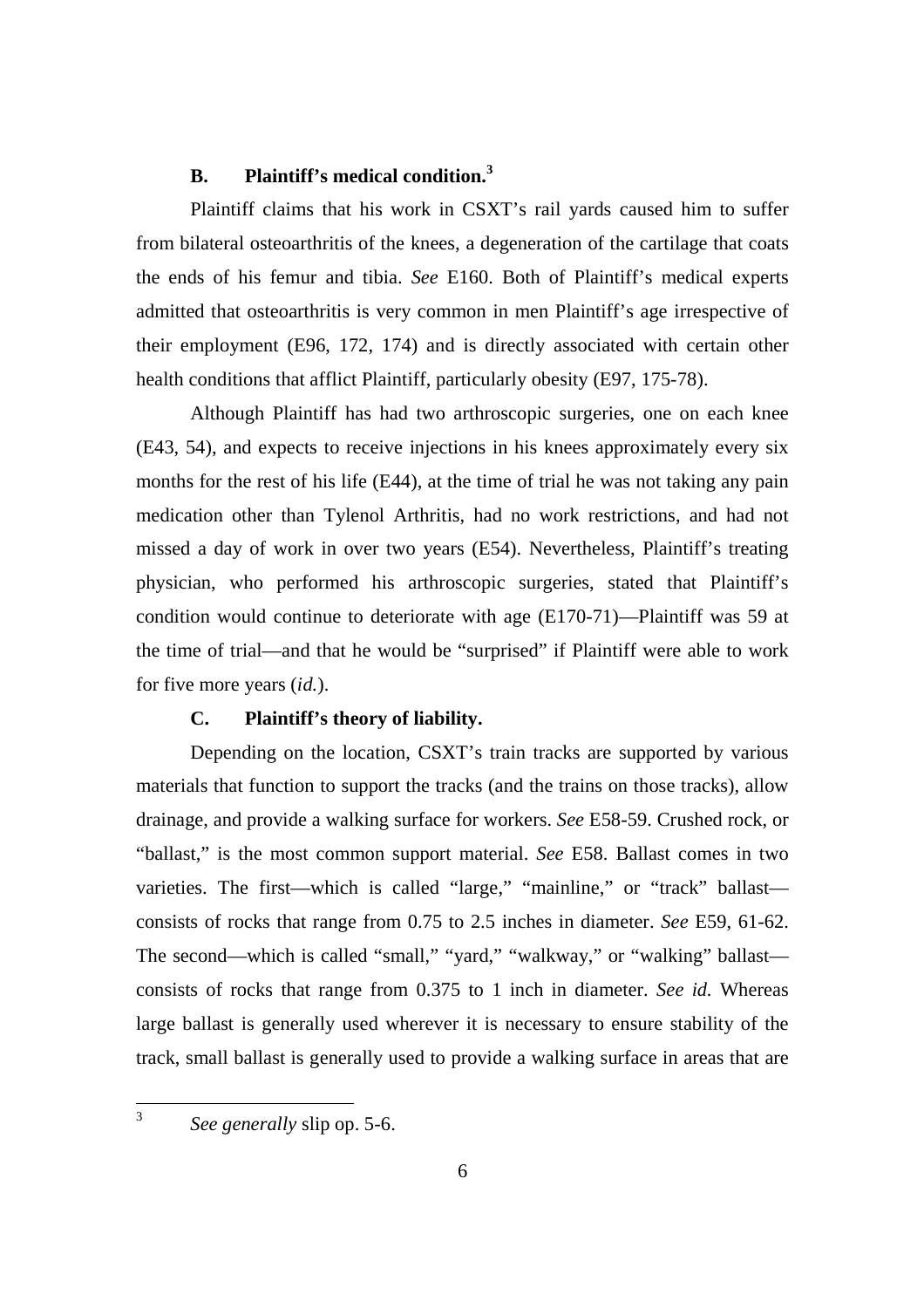### B. Plaintiff's medical condition.[3]

Plaintiff claims that his work in CSXT's rail yards caused him to suffer from bilateral osteoarthritis of the knees, a degeneration of the cartilage that coats the ends of his femur and tibia. *See* E160. Both of Plaintiff's medical experts admitted that osteoarthritis is very common in men Plaintiff's age irrespective of their employment (E96, 172, 174) and is directly associated with certain other health conditions that afflict Plaintiff, particularly obesity (E97, 175-78).

Although Plaintiff has had two arthroscopic surgeries, one on each knee (E43, 54), and expects to receive injections in his knees approximately every six months for the rest of his life (E44), at the time of trial he was not taking any pain medication other than Tylenol Arthritis, had no work restrictions, and had not missed a day of work in over two years (E54). Nevertheless, Plaintiff's treating physician, who performed his arthroscopic surgeries, stated that Plaintiff's condition would continue to deteriorate with age (E170-71)—Plaintiff was 59 at the time of trial—and that he would be "surprised" if Plaintiff were able to work for five more years (*id.*).

### C. Plaintiff's theory of liability.

Depending on the location, CSXT's train tracks are supported by various materials that function to support the tracks (and the trains on those tracks), allow drainage, and provide a walking surface for workers. *See* E58-59. Crushed rock, or "ballast," is the most common support material. *See* E58. Ballast comes in two varieties. The first—which is called "large," "mainline," or "track" ballast—consists of rocks that range from 0.75 to 2.5 inches in diameter. *See* E59, 61-62. The second—which is called "small," "yard," "walkway," or "walking" ballast—consists of rocks that range from 0.375 to 1 inch in diameter. *See id.* Whereas large ballast is generally used wherever it is necessary to ensure stability of the track, small ballast is generally used to provide a walking surface in areas that are

---

[3] *See generally* slip op. 5-6.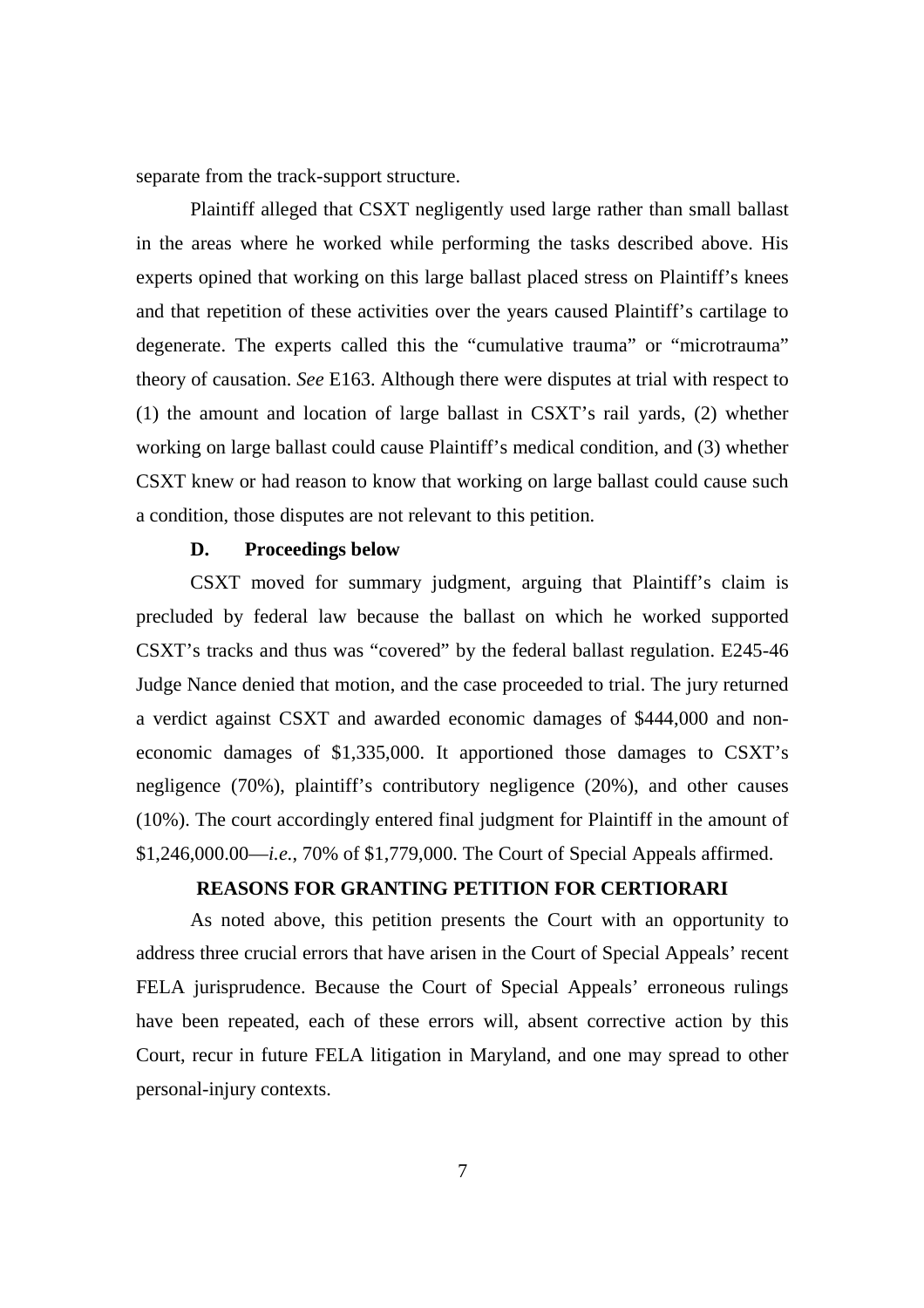separate from the track-support structure.

Plaintiff alleged that CSXT negligently used large rather than small ballast in the areas where he worked while performing the tasks described above. His experts opined that working on this large ballast placed stress on Plaintiff's knees and that repetition of these activities over the years caused Plaintiff's cartilage to degenerate. The experts called this the "cumulative trauma" or "microtrauma" theory of causation. *See* E163. Although there were disputes at trial with respect to (1) the amount and location of large ballast in CSXT's rail yards, (2) whether working on large ballast could cause Plaintiff's medical condition, and (3) whether CSXT knew or had reason to know that working on large ballast could cause such a condition, those disputes are not relevant to this petition.

### D. Proceedings below

CSXT moved for summary judgment, arguing that Plaintiff's claim is precluded by federal law because the ballast on which he worked supported CSXT's tracks and thus was "covered" by the federal ballast regulation. E245-46 Judge Nance denied that motion, and the case proceeded to trial. The jury returned a verdict against CSXT and awarded economic damages of $444,000 and non-economic damages of $1,335,000. It apportioned those damages to CSXT's negligence (70%), plaintiff's contributory negligence (20%), and other causes (10%). The court accordingly entered final judgment for Plaintiff in the amount of $1,246,000.00—*i.e.*, 70% of $1,779,000. The Court of Special Appeals affirmed.

## REASONS FOR GRANTING PETITION FOR CERTIORARI

As noted above, this petition presents the Court with an opportunity to address three crucial errors that have arisen in the Court of Special Appeals' recent FELA jurisprudence. Because the Court of Special Appeals' erroneous rulings have been repeated, each of these errors will, absent corrective action by this Court, recur in future FELA litigation in Maryland, and one may spread to other personal-injury contexts.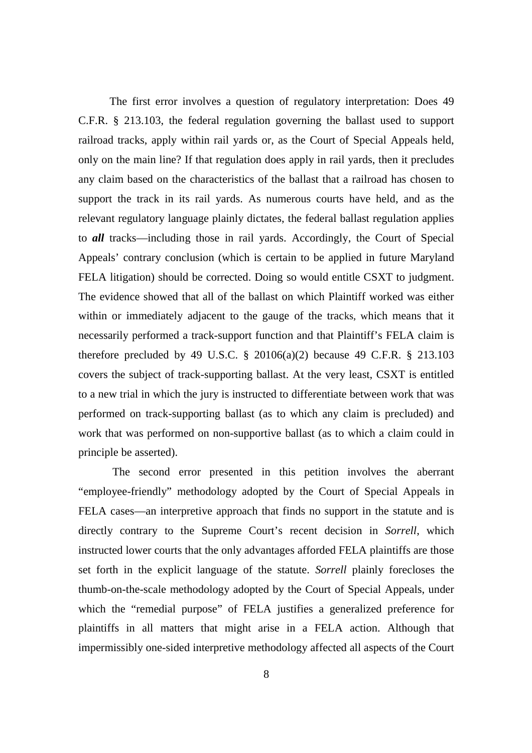The first error involves a question of regulatory interpretation: Does 49 C.F.R. § 213.103, the federal regulation governing the ballast used to support railroad tracks, apply within rail yards or, as the Court of Special Appeals held, only on the main line? If that regulation does apply in rail yards, then it precludes any claim based on the characteristics of the ballast that a railroad has chosen to support the track in its rail yards. As numerous courts have held, and as the relevant regulatory language plainly dictates, the federal ballast regulation applies to ***all*** tracks—including those in rail yards. Accordingly, the Court of Special Appeals' contrary conclusion (which is certain to be applied in future Maryland FELA litigation) should be corrected. Doing so would entitle CSXT to judgment. The evidence showed that all of the ballast on which Plaintiff worked was either within or immediately adjacent to the gauge of the tracks, which means that it necessarily performed a track-support function and that Plaintiff's FELA claim is therefore precluded by 49 U.S.C. § 20106(a)(2) because 49 C.F.R. § 213.103 covers the subject of track-supporting ballast. At the very least, CSXT is entitled to a new trial in which the jury is instructed to differentiate between work that was performed on track-supporting ballast (as to which any claim is precluded) and work that was performed on non-supportive ballast (as to which a claim could in principle be asserted).

The second error presented in this petition involves the aberrant "employee-friendly" methodology adopted by the Court of Special Appeals in FELA cases—an interpretive approach that finds no support in the statute and is directly contrary to the Supreme Court's recent decision in *Sorrell*, which instructed lower courts that the only advantages afforded FELA plaintiffs are those set forth in the explicit language of the statute. *Sorrell* plainly forecloses the thumb-on-the-scale methodology adopted by the Court of Special Appeals, under which the "remedial purpose" of FELA justifies a generalized preference for plaintiffs in all matters that might arise in a FELA action. Although that impermissibly one-sided interpretive methodology affected all aspects of the Court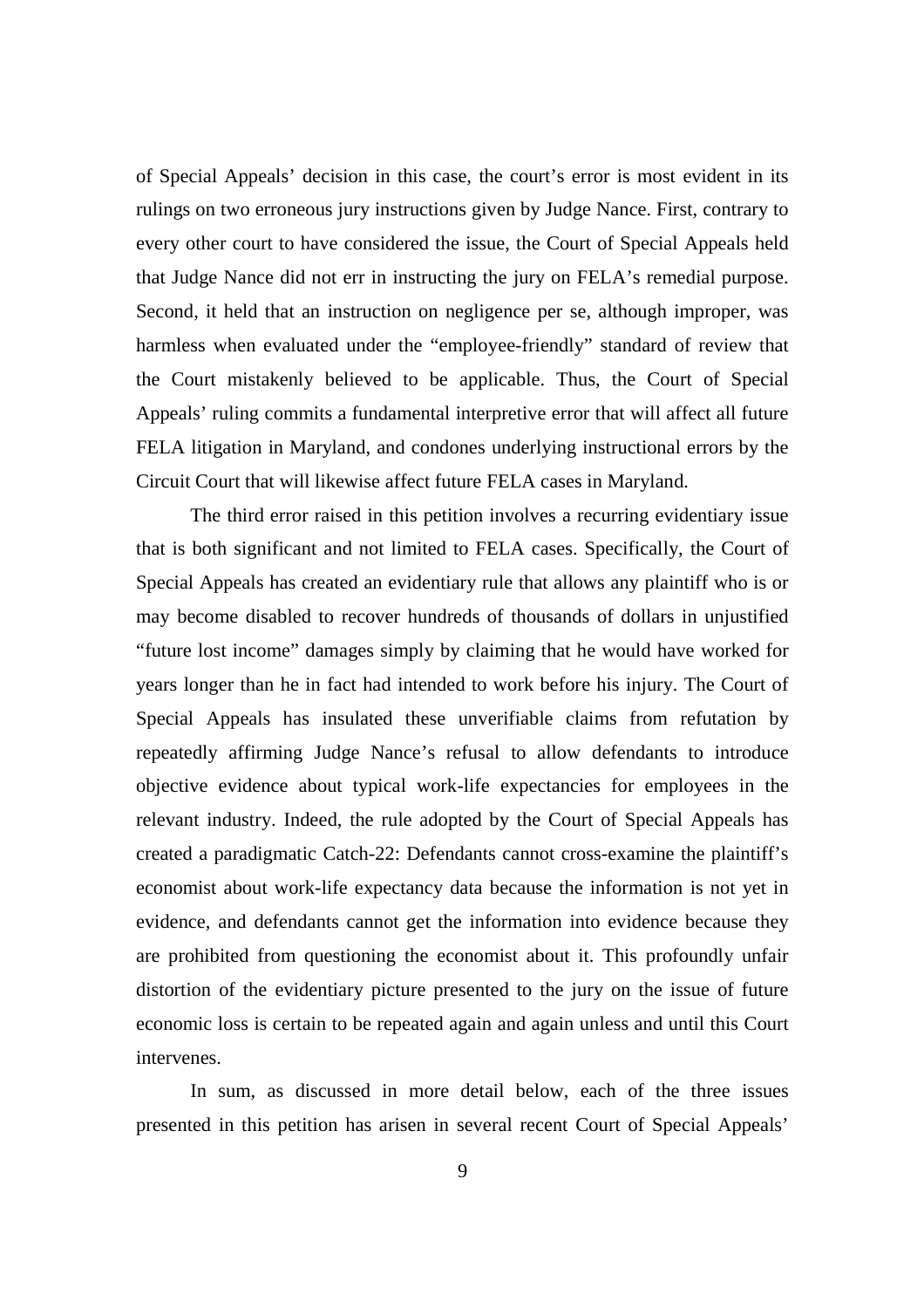of Special Appeals' decision in this case, the court's error is most evident in its rulings on two erroneous jury instructions given by Judge Nance. First, contrary to every other court to have considered the issue, the Court of Special Appeals held that Judge Nance did not err in instructing the jury on FELA's remedial purpose. Second, it held that an instruction on negligence per se, although improper, was harmless when evaluated under the "employee-friendly" standard of review that the Court mistakenly believed to be applicable. Thus, the Court of Special Appeals' ruling commits a fundamental interpretive error that will affect all future FELA litigation in Maryland, and condones underlying instructional errors by the Circuit Court that will likewise affect future FELA cases in Maryland.

The third error raised in this petition involves a recurring evidentiary issue that is both significant and not limited to FELA cases. Specifically, the Court of Special Appeals has created an evidentiary rule that allows any plaintiff who is or may become disabled to recover hundreds of thousands of dollars in unjustified "future lost income" damages simply by claiming that he would have worked for years longer than he in fact had intended to work before his injury. The Court of Special Appeals has insulated these unverifiable claims from refutation by repeatedly affirming Judge Nance's refusal to allow defendants to introduce objective evidence about typical work-life expectancies for employees in the relevant industry. Indeed, the rule adopted by the Court of Special Appeals has created a paradigmatic Catch-22: Defendants cannot cross-examine the plaintiff's economist about work-life expectancy data because the information is not yet in evidence, and defendants cannot get the information into evidence because they are prohibited from questioning the economist about it. This profoundly unfair distortion of the evidentiary picture presented to the jury on the issue of future economic loss is certain to be repeated again and again unless and until this Court intervenes.

In sum, as discussed in more detail below, each of the three issues presented in this petition has arisen in several recent Court of Special Appeals'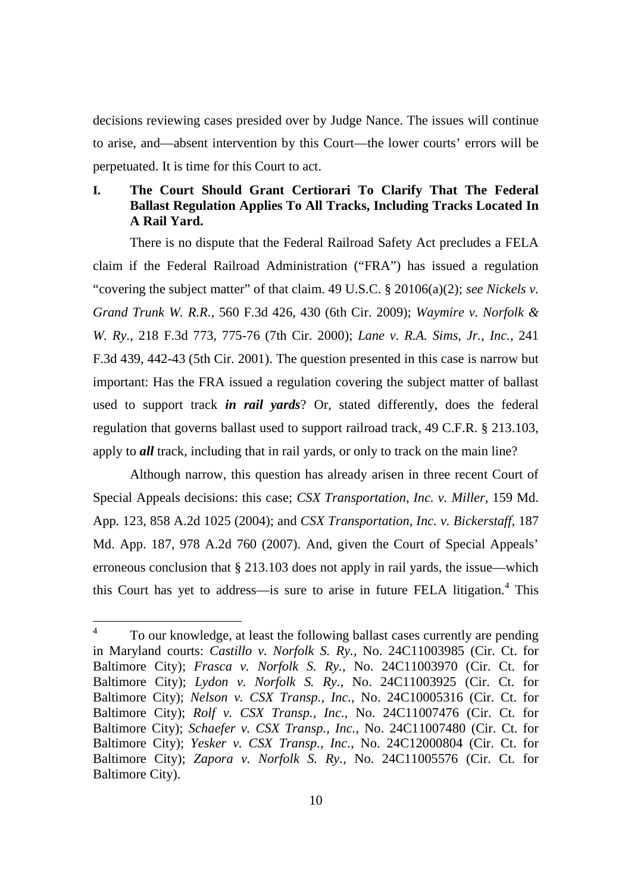decisions reviewing cases presided over by Judge Nance. The issues will continue to arise, and—absent intervention by this Court—the lower courts' errors will be perpetuated. It is time for this Court to act.

**I. The Court Should Grant Certiorari To Clarify That The Federal Ballast Regulation Applies To All Tracks, Including Tracks Located In A Rail Yard.**

There is no dispute that the Federal Railroad Safety Act precludes a FELA claim if the Federal Railroad Administration ("FRA") has issued a regulation "covering the subject matter" of that claim. 49 U.S.C. § 20106(a)(2); *see Nickels v. Grand Trunk W. R.R.*, 560 F.3d 426, 430 (6th Cir. 2009); *Waymire v. Norfolk & W. Ry.*, 218 F.3d 773, 775-76 (7th Cir. 2000); *Lane v. R.A. Sims, Jr., Inc.*, 241 F.3d 439, 442-43 (5th Cir. 2001). The question presented in this case is narrow but important: Has the FRA issued a regulation covering the subject matter of ballast used to support track ***in rail yards***? Or, stated differently, does the federal regulation that governs ballast used to support railroad track, 49 C.F.R. § 213.103, apply to ***all*** track, including that in rail yards, or only to track on the main line?

Although narrow, this question has already arisen in three recent Court of Special Appeals decisions: this case; *CSX Transportation, Inc. v. Miller*, 159 Md. App. 123, 858 A.2d 1025 (2004); and *CSX Transportation, Inc. v. Bickerstaff*, 187 Md. App. 187, 978 A.2d 760 (2007). And, given the Court of Special Appeals' erroneous conclusion that § 213.103 does not apply in rail yards, the issue—which this Court has yet to address—is sure to arise in future FELA litigation.[4] This

[4] To our knowledge, at least the following ballast cases currently are pending in Maryland courts: *Castillo v. Norfolk S. Ry.*, No. 24C11003985 (Cir. Ct. for Baltimore City); *Frasca v. Norfolk S. Ry.*, No. 24C11003970 (Cir. Ct. for Baltimore City); *Lydon v. Norfolk S. Ry.*, No. 24C11003925 (Cir. Ct. for Baltimore City); *Nelson v. CSX Transp., Inc.*, No. 24C10005316 (Cir. Ct. for Baltimore City); *Rolf v. CSX Transp., Inc.*, No. 24C11007476 (Cir. Ct. for Baltimore City); *Schaefer v. CSX Transp., Inc.*, No. 24C11007480 (Cir. Ct. for Baltimore City); *Yesker v. CSX Transp., Inc.*, No. 24C12000804 (Cir. Ct. for Baltimore City); *Zapora v. Norfolk S. Ry.*, No. 24C11005576 (Cir. Ct. for Baltimore City).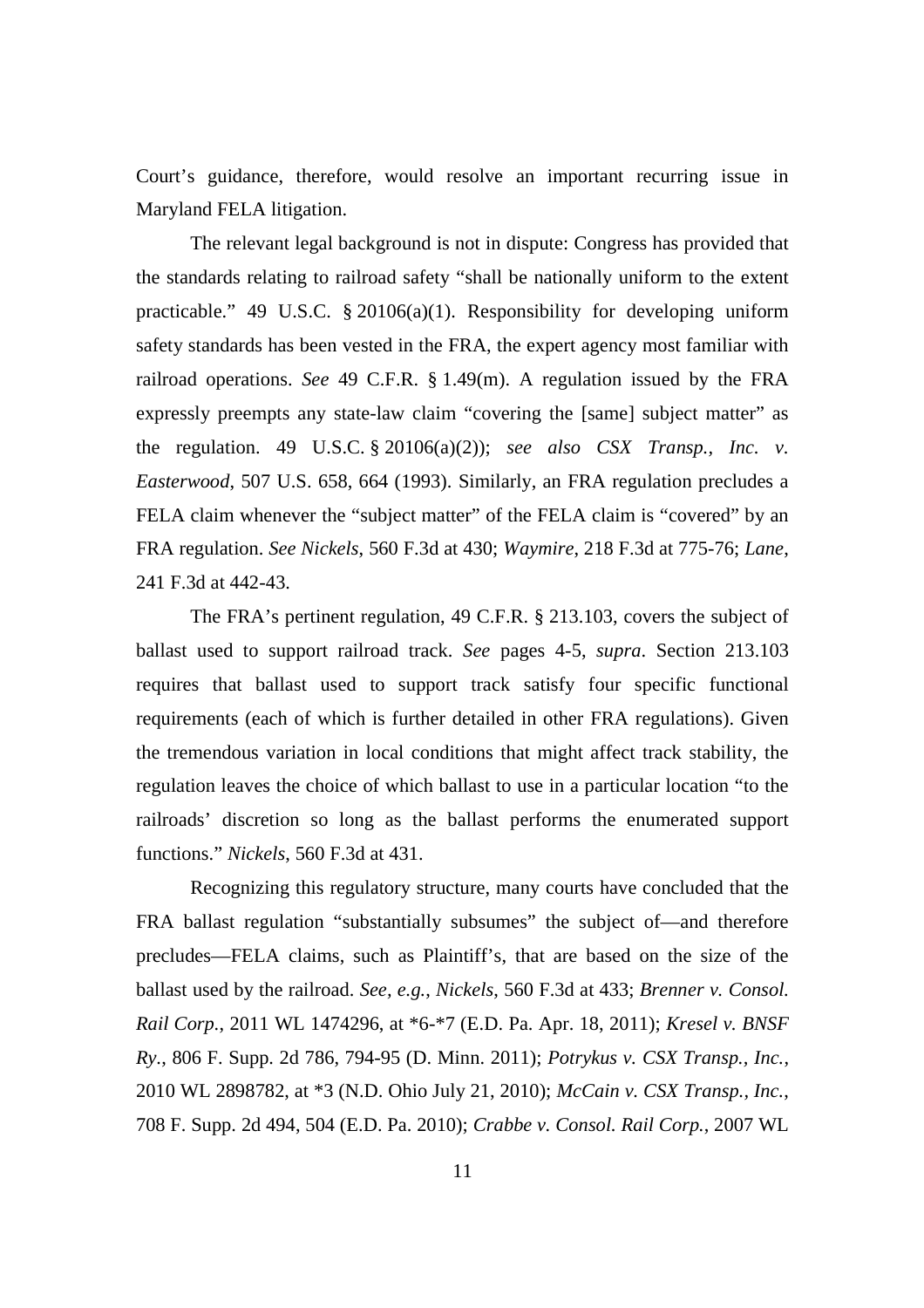Court's guidance, therefore, would resolve an important recurring issue in Maryland FELA litigation.

The relevant legal background is not in dispute: Congress has provided that the standards relating to railroad safety "shall be nationally uniform to the extent practicable." 49 U.S.C. § 20106(a)(1). Responsibility for developing uniform safety standards has been vested in the FRA, the expert agency most familiar with railroad operations. *See* 49 C.F.R. § 1.49(m). A regulation issued by the FRA expressly preempts any state-law claim "covering the [same] subject matter" as the regulation. 49 U.S.C. § 20106(a)(2)); *see also CSX Transp., Inc. v. Easterwood*, 507 U.S. 658, 664 (1993). Similarly, an FRA regulation precludes a FELA claim whenever the "subject matter" of the FELA claim is "covered" by an FRA regulation. *See Nickels*, 560 F.3d at 430; *Waymire*, 218 F.3d at 775-76; *Lane*, 241 F.3d at 442-43.

The FRA's pertinent regulation, 49 C.F.R. § 213.103, covers the subject of ballast used to support railroad track. *See* pages 4-5, *supra*. Section 213.103 requires that ballast used to support track satisfy four specific functional requirements (each of which is further detailed in other FRA regulations). Given the tremendous variation in local conditions that might affect track stability, the regulation leaves the choice of which ballast to use in a particular location "to the railroads' discretion so long as the ballast performs the enumerated support functions." *Nickels*, 560 F.3d at 431.

Recognizing this regulatory structure, many courts have concluded that the FRA ballast regulation "substantially subsumes" the subject of—and therefore precludes—FELA claims, such as Plaintiff's, that are based on the size of the ballast used by the railroad. *See, e.g.*, *Nickels*, 560 F.3d at 433; *Brenner v. Consol. Rail Corp.*, 2011 WL 1474296, at *6-*7 (E.D. Pa. Apr. 18, 2011); *Kresel v. BNSF Ry.*, 806 F. Supp. 2d 786, 794-95 (D. Minn. 2011); *Potrykus v. CSX Transp., Inc.*, 2010 WL 2898782, at *3 (N.D. Ohio July 21, 2010); *McCain v. CSX Transp., Inc.*, 708 F. Supp. 2d 494, 504 (E.D. Pa. 2010); *Crabbe v. Consol. Rail Corp.*, 2007 WL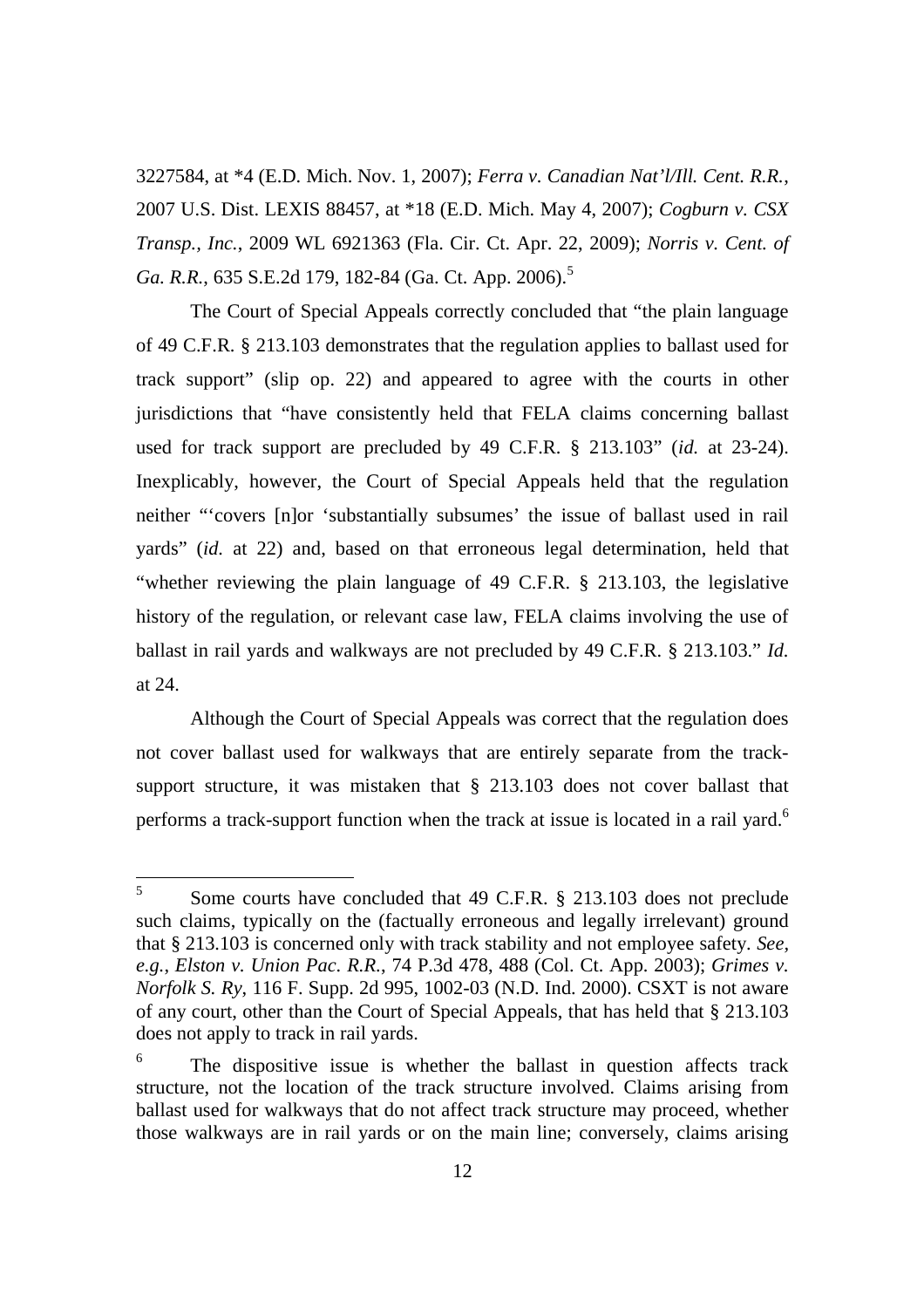3227584, at *4 (E.D. Mich. Nov. 1, 2007); *Ferra v. Canadian Nat'l/Ill. Cent. R.R.*, 2007 U.S. Dist. LEXIS 88457, at *18 (E.D. Mich. May 4, 2007); *Cogburn v. CSX Transp., Inc.*, 2009 WL 6921363 (Fla. Cir. Ct. Apr. 22, 2009); *Norris v. Cent. of Ga. R.R.*, 635 S.E.2d 179, 182-84 (Ga. Ct. App. 2006).[5]

The Court of Special Appeals correctly concluded that "the plain language of 49 C.F.R. § 213.103 demonstrates that the regulation applies to ballast used for track support" (slip op. 22) and appeared to agree with the courts in other jurisdictions that "have consistently held that FELA claims concerning ballast used for track support are precluded by 49 C.F.R. § 213.103" (*id.* at 23-24). Inexplicably, however, the Court of Special Appeals held that the regulation neither "'covers [n]or 'substantially subsumes' the issue of ballast used in rail yards" (*id.* at 22) and, based on that erroneous legal determination, held that "whether reviewing the plain language of 49 C.F.R. § 213.103, the legislative history of the regulation, or relevant case law, FELA claims involving the use of ballast in rail yards and walkways are not precluded by 49 C.F.R. § 213.103." *Id.* at 24.

Although the Court of Special Appeals was correct that the regulation does not cover ballast used for walkways that are entirely separate from the track-support structure, it was mistaken that § 213.103 does not cover ballast that performs a track-support function when the track at issue is located in a rail yard.[6]

---

[5] Some courts have concluded that 49 C.F.R. § 213.103 does not preclude such claims, typically on the (factually erroneous and legally irrelevant) ground that § 213.103 is concerned only with track stability and not employee safety. *See, e.g.*, *Elston v. Union Pac. R.R.*, 74 P.3d 478, 488 (Col. Ct. App. 2003); *Grimes v. Norfolk S. Ry*, 116 F. Supp. 2d 995, 1002-03 (N.D. Ind. 2000). CSXT is not aware of any court, other than the Court of Special Appeals, that has held that § 213.103 does not apply to track in rail yards.

[6] The dispositive issue is whether the ballast in question affects track structure, not the location of the track structure involved. Claims arising from ballast used for walkways that do not affect track structure may proceed, whether those walkways are in rail yards or on the main line; conversely, claims arising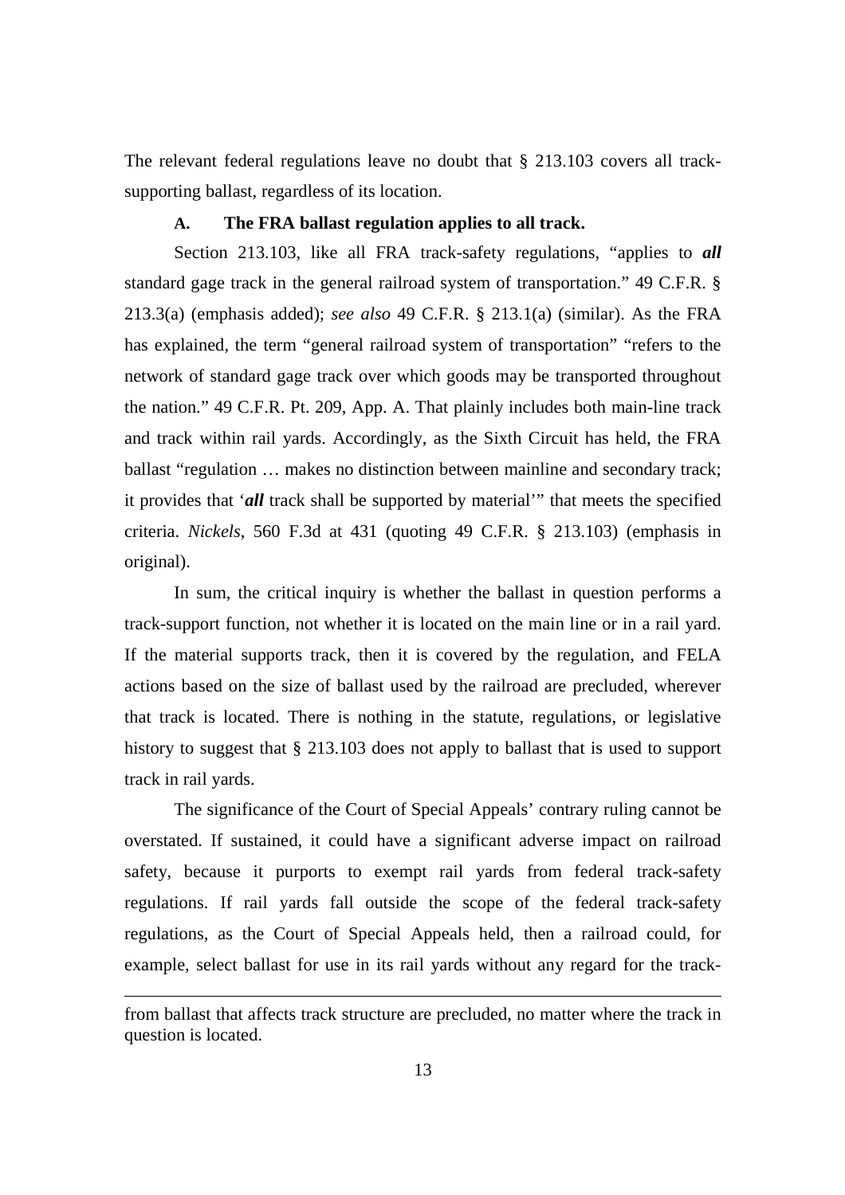The relevant federal regulations leave no doubt that § 213.103 covers all track-supporting ballast, regardless of its location.

### A. The FRA ballast regulation applies to all track.

Section 213.103, like all FRA track-safety regulations, "applies to ***all*** standard gage track in the general railroad system of transportation." 49 C.F.R. § 213.3(a) (emphasis added); *see also* 49 C.F.R. § 213.1(a) (similar). As the FRA has explained, the term "general railroad system of transportation" "refers to the network of standard gage track over which goods may be transported throughout the nation." 49 C.F.R. Pt. 209, App. A. That plainly includes both main-line track and track within rail yards. Accordingly, as the Sixth Circuit has held, the FRA ballast "regulation … makes no distinction between mainline and secondary track; it provides that '***all*** track shall be supported by material'" that meets the specified criteria. *Nickels*, 560 F.3d at 431 (quoting 49 C.F.R. § 213.103) (emphasis in original).

In sum, the critical inquiry is whether the ballast in question performs a track-support function, not whether it is located on the main line or in a rail yard. If the material supports track, then it is covered by the regulation, and FELA actions based on the size of ballast used by the railroad are precluded, wherever that track is located. There is nothing in the statute, regulations, or legislative history to suggest that § 213.103 does not apply to ballast that is used to support track in rail yards.

The significance of the Court of Special Appeals' contrary ruling cannot be overstated. If sustained, it could have a significant adverse impact on railroad safety, because it purports to exempt rail yards from federal track-safety regulations. If rail yards fall outside the scope of the federal track-safety regulations, as the Court of Special Appeals held, then a railroad could, for example, select ballast for use in its rail yards without any regard for the track-

---

from ballast that affects track structure are precluded, no matter where the track in question is located.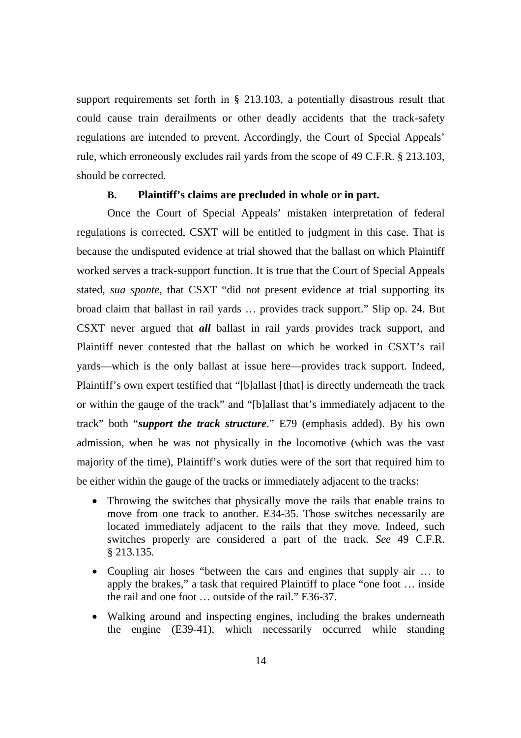support requirements set forth in § 213.103, a potentially disastrous result that could cause train derailments or other deadly accidents that the track-safety regulations are intended to prevent. Accordingly, the Court of Special Appeals' rule, which erroneously excludes rail yards from the scope of 49 C.F.R. § 213.103, should be corrected.

### B. Plaintiff's claims are precluded in whole or in part.

Once the Court of Special Appeals' mistaken interpretation of federal regulations is corrected, CSXT will be entitled to judgment in this case. That is because the undisputed evidence at trial showed that the ballast on which Plaintiff worked serves a track-support function. It is true that the Court of Special Appeals stated, *sua sponte*, that CSXT "did not present evidence at trial supporting its broad claim that ballast in rail yards … provides track support." Slip op. 24. But CSXT never argued that ***all*** ballast in rail yards provides track support, and Plaintiff never contested that the ballast on which he worked in CSXT's rail yards—which is the only ballast at issue here—provides track support. Indeed, Plaintiff's own expert testified that "[b]allast [that] is directly underneath the track or within the gauge of the track" and "[b]allast that's immediately adjacent to the track" both "***support the track structure***." E79 (emphasis added). By his own admission, when he was not physically in the locomotive (which was the vast majority of the time), Plaintiff's work duties were of the sort that required him to be either within the gauge of the tracks or immediately adjacent to the tracks:

- Throwing the switches that physically move the rails that enable trains to move from one track to another. E34-35. Those switches necessarily are located immediately adjacent to the rails that they move. Indeed, such switches properly are considered a part of the track. *See* 49 C.F.R. § 213.135.
- Coupling air hoses "between the cars and engines that supply air … to apply the brakes," a task that required Plaintiff to place "one foot … inside the rail and one foot … outside of the rail." E36-37.
- Walking around and inspecting engines, including the brakes underneath the engine (E39-41), which necessarily occurred while standing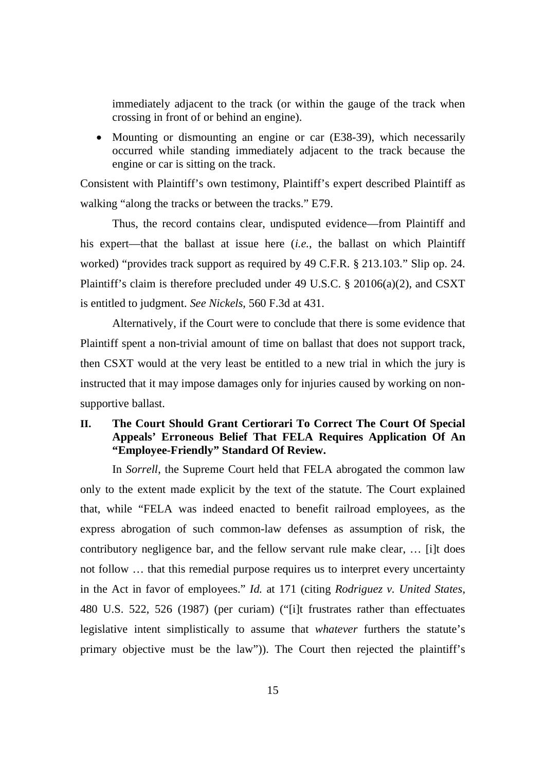immediately adjacent to the track (or within the gauge of the track when crossing in front of or behind an engine).

- Mounting or dismounting an engine or car (E38-39), which necessarily occurred while standing immediately adjacent to the track because the engine or car is sitting on the track.

Consistent with Plaintiff's own testimony, Plaintiff's expert described Plaintiff as walking "along the tracks or between the tracks." E79.

Thus, the record contains clear, undisputed evidence—from Plaintiff and his expert—that the ballast at issue here (*i.e.*, the ballast on which Plaintiff worked) "provides track support as required by 49 C.F.R. § 213.103." Slip op. 24. Plaintiff's claim is therefore precluded under 49 U.S.C. § 20106(a)(2), and CSXT is entitled to judgment. *See Nickels*, 560 F.3d at 431.

Alternatively, if the Court were to conclude that there is some evidence that Plaintiff spent a non-trivial amount of time on ballast that does not support track, then CSXT would at the very least be entitled to a new trial in which the jury is instructed that it may impose damages only for injuries caused by working on non-supportive ballast.

## II. The Court Should Grant Certiorari To Correct The Court Of Special Appeals' Erroneous Belief That FELA Requires Application Of An "Employee-Friendly" Standard Of Review.

In *Sorrell*, the Supreme Court held that FELA abrogated the common law only to the extent made explicit by the text of the statute. The Court explained that, while "FELA was indeed enacted to benefit railroad employees, as the express abrogation of such common-law defenses as assumption of risk, the contributory negligence bar, and the fellow servant rule make clear, … [i]t does not follow … that this remedial purpose requires us to interpret every uncertainty in the Act in favor of employees." *Id.* at 171 (citing *Rodriguez v. United States*, 480 U.S. 522, 526 (1987) (per curiam) ("[i]t frustrates rather than effectuates legislative intent simplistically to assume that *whatever* furthers the statute's primary objective must be the law")). The Court then rejected the plaintiff's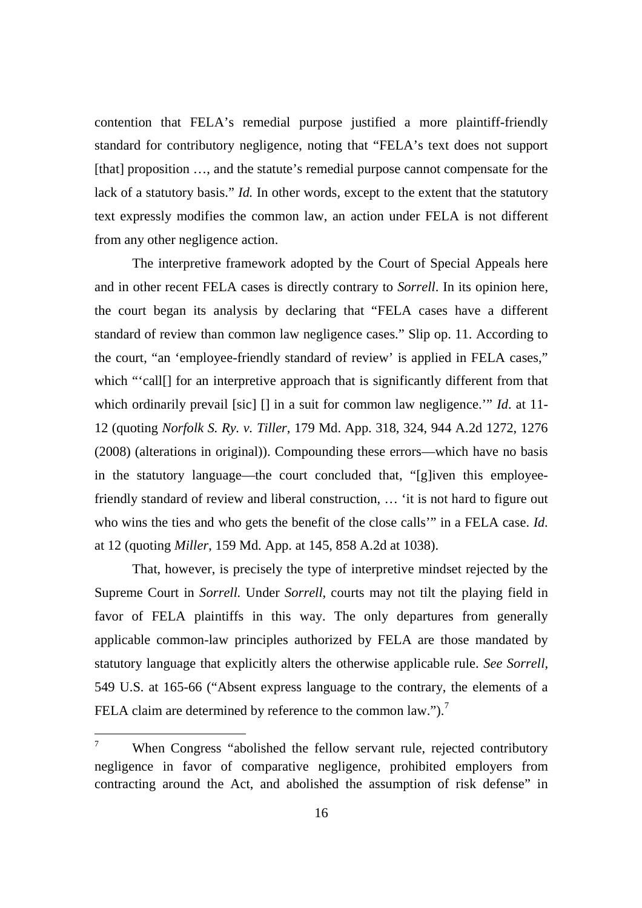contention that FELA's remedial purpose justified a more plaintiff-friendly standard for contributory negligence, noting that "FELA's text does not support [that] proposition …, and the statute's remedial purpose cannot compensate for the lack of a statutory basis." *Id.* In other words, except to the extent that the statutory text expressly modifies the common law, an action under FELA is not different from any other negligence action.

The interpretive framework adopted by the Court of Special Appeals here and in other recent FELA cases is directly contrary to *Sorrell*. In its opinion here, the court began its analysis by declaring that "FELA cases have a different standard of review than common law negligence cases." Slip op. 11. According to the court, "an 'employee-friendly standard of review' is applied in FELA cases," which "'call[] for an interpretive approach that is significantly different from that which ordinarily prevail [sic] [] in a suit for common law negligence.'" *Id.* at 11-12 (quoting *Norfolk S. Ry. v. Tiller*, 179 Md. App. 318, 324, 944 A.2d 1272, 1276 (2008) (alterations in original)). Compounding these errors—which have no basis in the statutory language—the court concluded that, "[g]iven this employee-friendly standard of review and liberal construction, … 'it is not hard to figure out who wins the ties and who gets the benefit of the close calls'" in a FELA case. *Id.* at 12 (quoting *Miller*, 159 Md. App. at 145, 858 A.2d at 1038).

That, however, is precisely the type of interpretive mindset rejected by the Supreme Court in *Sorrell.* Under *Sorrell*, courts may not tilt the playing field in favor of FELA plaintiffs in this way. The only departures from generally applicable common-law principles authorized by FELA are those mandated by statutory language that explicitly alters the otherwise applicable rule. *See Sorrell*, 549 U.S. at 165-66 ("Absent express language to the contrary, the elements of a FELA claim are determined by reference to the common law.").[7]

---

[7] When Congress "abolished the fellow servant rule, rejected contributory negligence in favor of comparative negligence, prohibited employers from contracting around the Act, and abolished the assumption of risk defense" in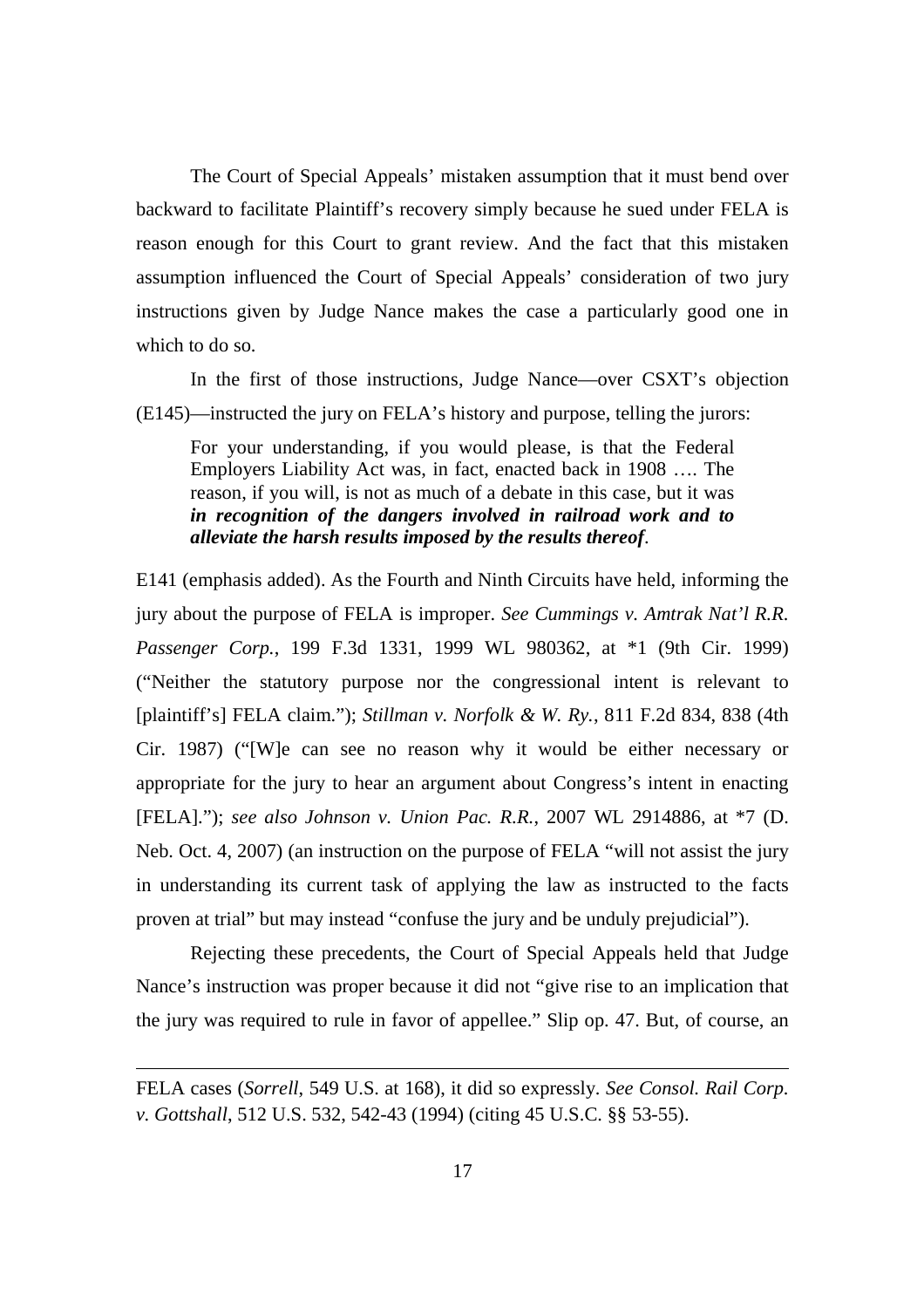The Court of Special Appeals' mistaken assumption that it must bend over backward to facilitate Plaintiff's recovery simply because he sued under FELA is reason enough for this Court to grant review. And the fact that this mistaken assumption influenced the Court of Special Appeals' consideration of two jury instructions given by Judge Nance makes the case a particularly good one in which to do so.

In the first of those instructions, Judge Nance—over CSXT's objection (E145)—instructed the jury on FELA's history and purpose, telling the jurors:

> For your understanding, if you would please, is that the Federal Employers Liability Act was, in fact, enacted back in 1908 …. The reason, if you will, is not as much of a debate in this case, but it was ***in recognition of the dangers involved in railroad work and to alleviate the harsh results imposed by the results thereof***.

E141 (emphasis added). As the Fourth and Ninth Circuits have held, informing the jury about the purpose of FELA is improper. *See Cummings v. Amtrak Nat'l R.R. Passenger Corp.*, 199 F.3d 1331, 1999 WL 980362, at *1 (9th Cir. 1999) ("Neither the statutory purpose nor the congressional intent is relevant to [plaintiff's] FELA claim."); *Stillman v. Norfolk & W. Ry.*, 811 F.2d 834, 838 (4th Cir. 1987) ("[W]e can see no reason why it would be either necessary or appropriate for the jury to hear an argument about Congress's intent in enacting [FELA]."); *see also Johnson v. Union Pac. R.R.*, 2007 WL 2914886, at *7 (D. Neb. Oct. 4, 2007) (an instruction on the purpose of FELA "will not assist the jury in understanding its current task of applying the law as instructed to the facts proven at trial" but may instead "confuse the jury and be unduly prejudicial").

Rejecting these precedents, the Court of Special Appeals held that Judge Nance's instruction was proper because it did not "give rise to an implication that the jury was required to rule in favor of appellee." Slip op. 47. But, of course, an

---

FELA cases (*Sorrell*, 549 U.S. at 168), it did so expressly. *See Consol. Rail Corp. v. Gottshall*, 512 U.S. 532, 542-43 (1994) (citing 45 U.S.C. §§ 53-55).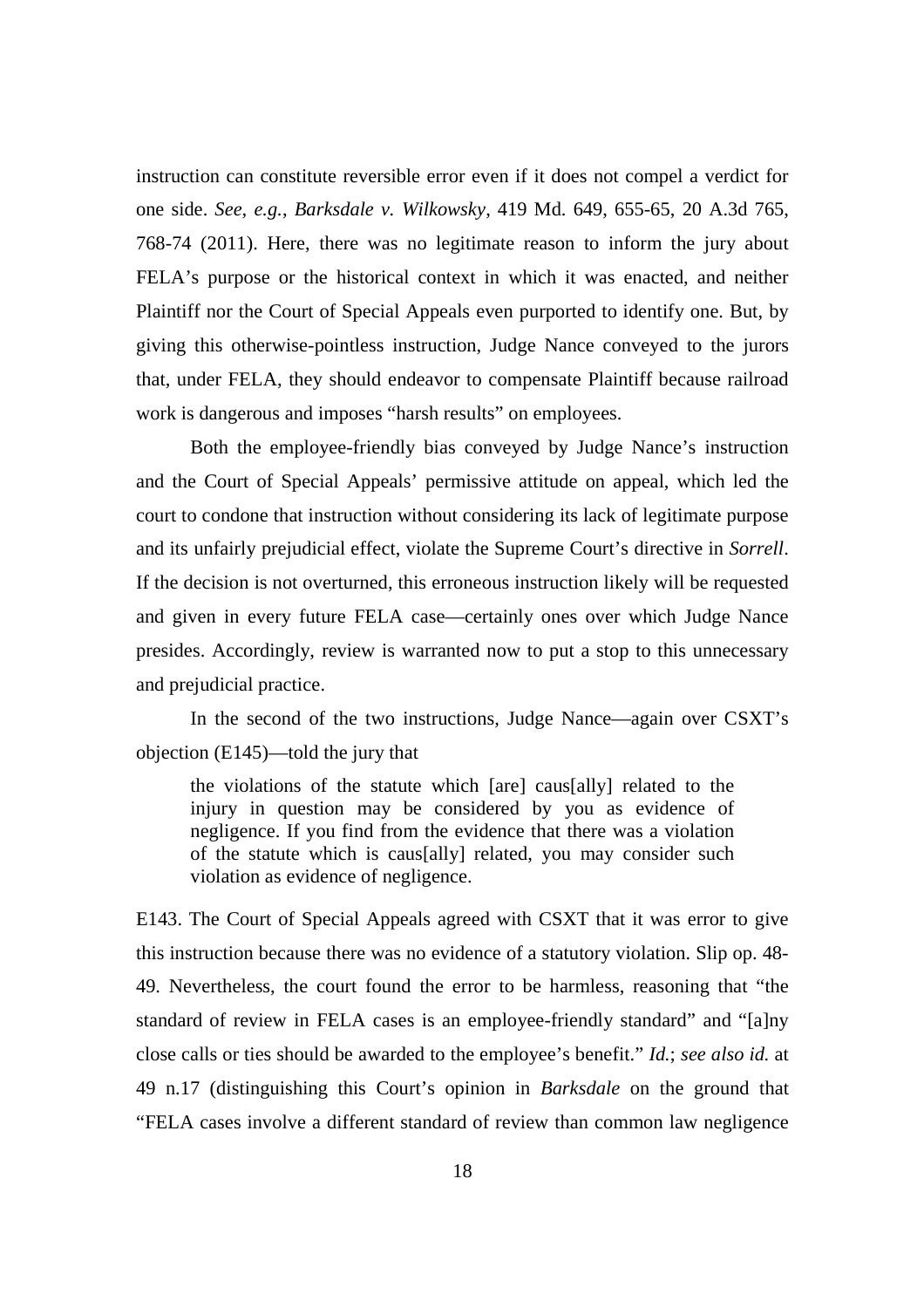instruction can constitute reversible error even if it does not compel a verdict for one side. *See, e.g.*, *Barksdale v. Wilkowsky*, 419 Md. 649, 655-65, 20 A.3d 765, 768-74 (2011). Here, there was no legitimate reason to inform the jury about FELA's purpose or the historical context in which it was enacted, and neither Plaintiff nor the Court of Special Appeals even purported to identify one. But, by giving this otherwise-pointless instruction, Judge Nance conveyed to the jurors that, under FELA, they should endeavor to compensate Plaintiff because railroad work is dangerous and imposes "harsh results" on employees.

Both the employee-friendly bias conveyed by Judge Nance's instruction and the Court of Special Appeals' permissive attitude on appeal, which led the court to condone that instruction without considering its lack of legitimate purpose and its unfairly prejudicial effect, violate the Supreme Court's directive in *Sorrell*. If the decision is not overturned, this erroneous instruction likely will be requested and given in every future FELA case—certainly ones over which Judge Nance presides. Accordingly, review is warranted now to put a stop to this unnecessary and prejudicial practice.

In the second of the two instructions, Judge Nance—again over CSXT's objection (E145)—told the jury that

> the violations of the statute which [are] caus[ally] related to the injury in question may be considered by you as evidence of negligence. If you find from the evidence that there was a violation of the statute which is caus[ally] related, you may consider such violation as evidence of negligence.

E143. The Court of Special Appeals agreed with CSXT that it was error to give this instruction because there was no evidence of a statutory violation. Slip op. 48-49. Nevertheless, the court found the error to be harmless, reasoning that "the standard of review in FELA cases is an employee-friendly standard" and "[a]ny close calls or ties should be awarded to the employee's benefit." *Id.*; *see also id.* at 49 n.17 (distinguishing this Court's opinion in *Barksdale* on the ground that "FELA cases involve a different standard of review than common law negligence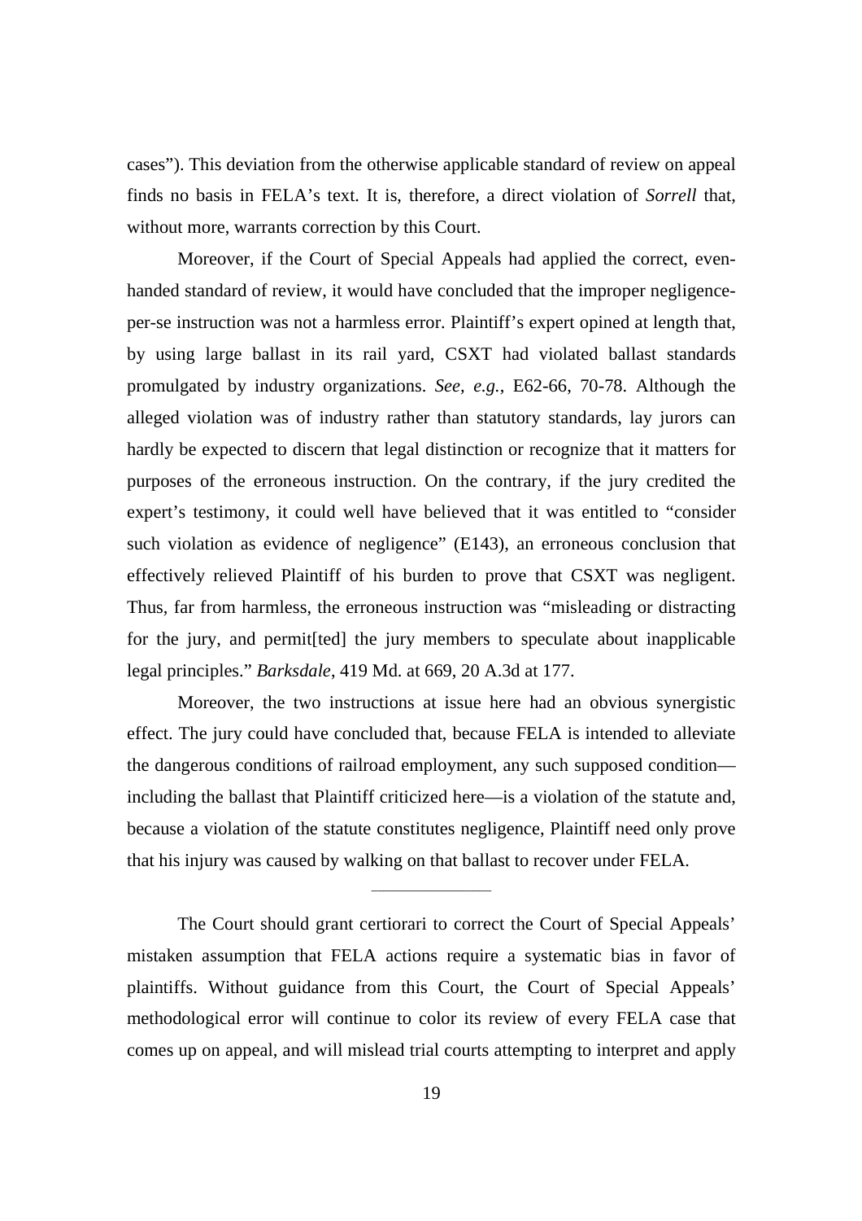cases"). This deviation from the otherwise applicable standard of review on appeal finds no basis in FELA's text. It is, therefore, a direct violation of *Sorrell* that, without more, warrants correction by this Court.

Moreover, if the Court of Special Appeals had applied the correct, even-handed standard of review, it would have concluded that the improper negligence-per-se instruction was not a harmless error. Plaintiff's expert opined at length that, by using large ballast in its rail yard, CSXT had violated ballast standards promulgated by industry organizations. *See, e.g.*, E62-66, 70-78. Although the alleged violation was of industry rather than statutory standards, lay jurors can hardly be expected to discern that legal distinction or recognize that it matters for purposes of the erroneous instruction. On the contrary, if the jury credited the expert's testimony, it could well have believed that it was entitled to "consider such violation as evidence of negligence" (E143), an erroneous conclusion that effectively relieved Plaintiff of his burden to prove that CSXT was negligent. Thus, far from harmless, the erroneous instruction was "misleading or distracting for the jury, and permit[ted] the jury members to speculate about inapplicable legal principles." *Barksdale*, 419 Md. at 669, 20 A.3d at 177.

Moreover, the two instructions at issue here had an obvious synergistic effect. The jury could have concluded that, because FELA is intended to alleviate the dangerous conditions of railroad employment, any such supposed condition—including the ballast that Plaintiff criticized here—is a violation of the statute and, because a violation of the statute constitutes negligence, Plaintiff need only prove that his injury was caused by walking on that ballast to recover under FELA.

---

The Court should grant certiorari to correct the Court of Special Appeals' mistaken assumption that FELA actions require a systematic bias in favor of plaintiffs. Without guidance from this Court, the Court of Special Appeals' methodological error will continue to color its review of every FELA case that comes up on appeal, and will mislead trial courts attempting to interpret and apply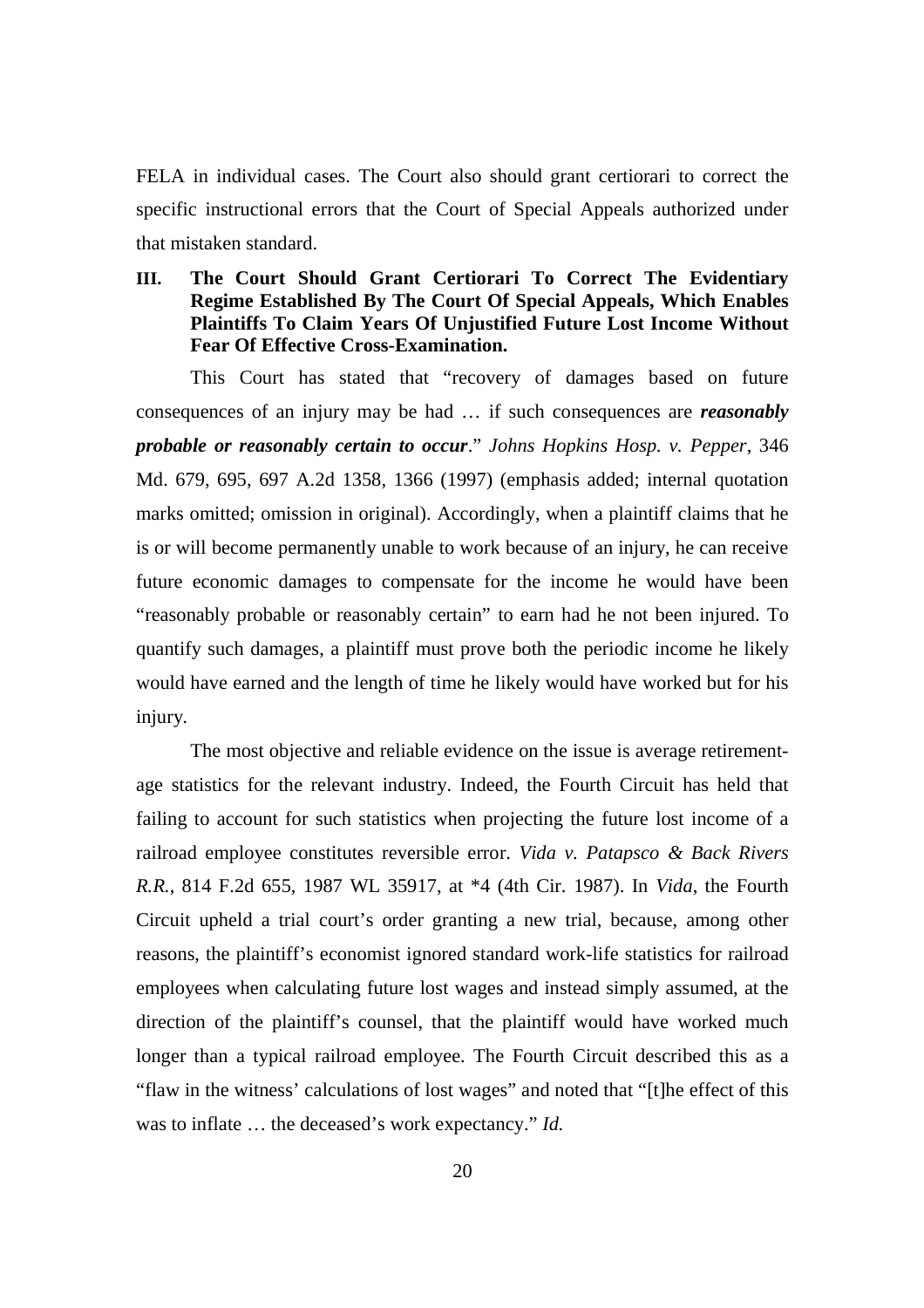FELA in individual cases. The Court also should grant certiorari to correct the specific instructional errors that the Court of Special Appeals authorized under that mistaken standard.

### III. The Court Should Grant Certiorari To Correct The Evidentiary Regime Established By The Court Of Special Appeals, Which Enables Plaintiffs To Claim Years Of Unjustified Future Lost Income Without Fear Of Effective Cross-Examination.

This Court has stated that "recovery of damages based on future consequences of an injury may be had … if such consequences are ***reasonably probable or reasonably certain to occur***." *Johns Hopkins Hosp. v. Pepper*, 346 Md. 679, 695, 697 A.2d 1358, 1366 (1997) (emphasis added; internal quotation marks omitted; omission in original). Accordingly, when a plaintiff claims that he is or will become permanently unable to work because of an injury, he can receive future economic damages to compensate for the income he would have been "reasonably probable or reasonably certain" to earn had he not been injured. To quantify such damages, a plaintiff must prove both the periodic income he likely would have earned and the length of time he likely would have worked but for his injury.

The most objective and reliable evidence on the issue is average retirement-age statistics for the relevant industry. Indeed, the Fourth Circuit has held that failing to account for such statistics when projecting the future lost income of a railroad employee constitutes reversible error. *Vida v. Patapsco & Back Rivers R.R.*, 814 F.2d 655, 1987 WL 35917, at *4 (4th Cir. 1987). In *Vida*, the Fourth Circuit upheld a trial court's order granting a new trial, because, among other reasons, the plaintiff's economist ignored standard work-life statistics for railroad employees when calculating future lost wages and instead simply assumed, at the direction of the plaintiff's counsel, that the plaintiff would have worked much longer than a typical railroad employee. The Fourth Circuit described this as a "flaw in the witness' calculations of lost wages" and noted that "[t]he effect of this was to inflate … the deceased's work expectancy." *Id.*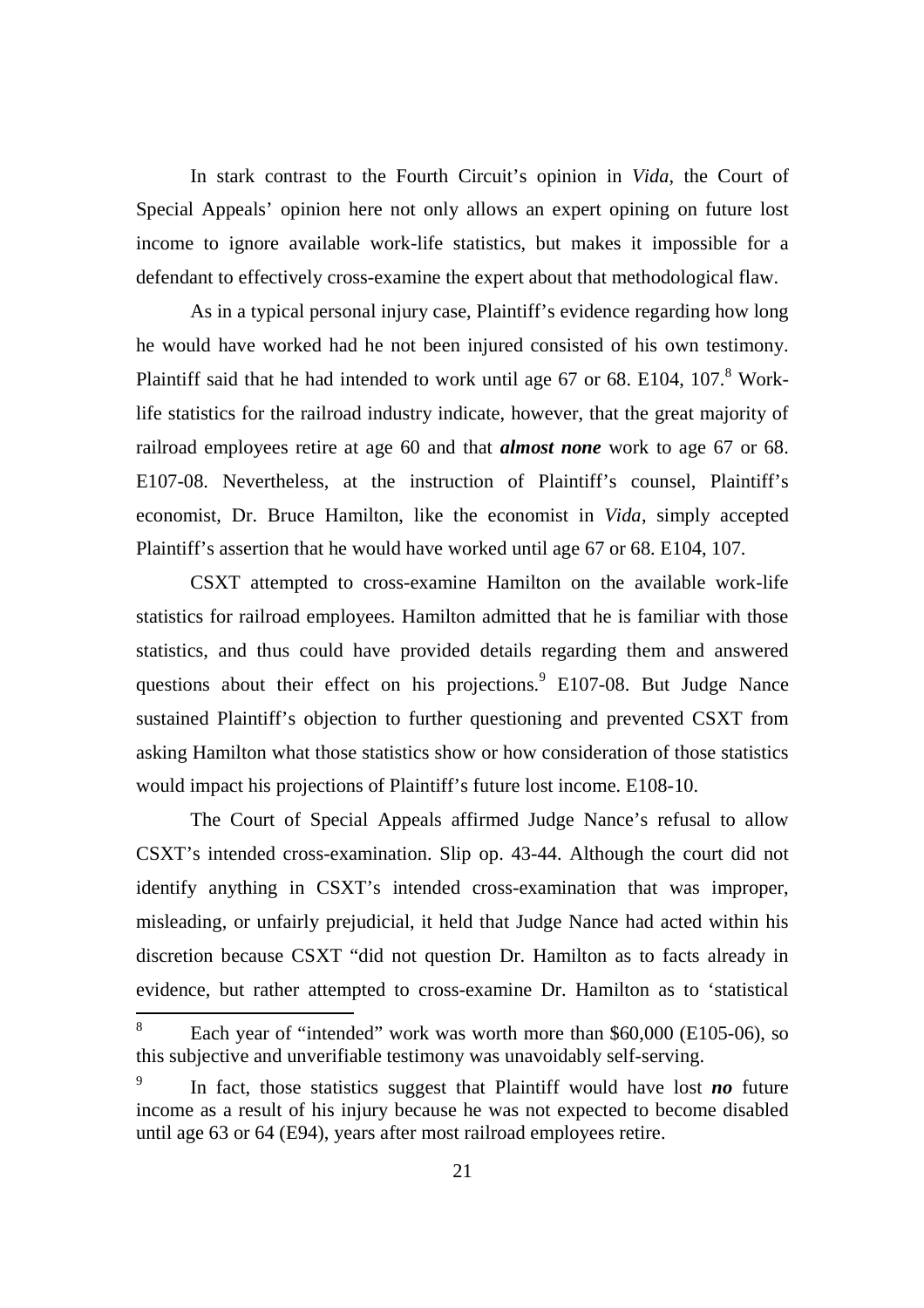In stark contrast to the Fourth Circuit's opinion in *Vida*, the Court of Special Appeals' opinion here not only allows an expert opining on future lost income to ignore available work-life statistics, but makes it impossible for a defendant to effectively cross-examine the expert about that methodological flaw.

As in a typical personal injury case, Plaintiff's evidence regarding how long he would have worked had he not been injured consisted of his own testimony. Plaintiff said that he had intended to work until age 67 or 68. E104, 107.[8] Work-life statistics for the railroad industry indicate, however, that the great majority of railroad employees retire at age 60 and that ***almost none*** work to age 67 or 68. E107-08. Nevertheless, at the instruction of Plaintiff's counsel, Plaintiff's economist, Dr. Bruce Hamilton, like the economist in *Vida*, simply accepted Plaintiff's assertion that he would have worked until age 67 or 68. E104, 107.

CSXT attempted to cross-examine Hamilton on the available work-life statistics for railroad employees. Hamilton admitted that he is familiar with those statistics, and thus could have provided details regarding them and answered questions about their effect on his projections.[9] E107-08. But Judge Nance sustained Plaintiff's objection to further questioning and prevented CSXT from asking Hamilton what those statistics show or how consideration of those statistics would impact his projections of Plaintiff's future lost income. E108-10.

The Court of Special Appeals affirmed Judge Nance's refusal to allow CSXT's intended cross-examination. Slip op. 43-44. Although the court did not identify anything in CSXT's intended cross-examination that was improper, misleading, or unfairly prejudicial, it held that Judge Nance had acted within his discretion because CSXT "did not question Dr. Hamilton as to facts already in evidence, but rather attempted to cross-examine Dr. Hamilton as to 'statistical

---

[8] Each year of "intended" work was worth more than $60,000 (E105-06), so this subjective and unverifiable testimony was unavoidably self-serving.

[9] In fact, those statistics suggest that Plaintiff would have lost ***no*** future income as a result of his injury because he was not expected to become disabled until age 63 or 64 (E94), years after most railroad employees retire.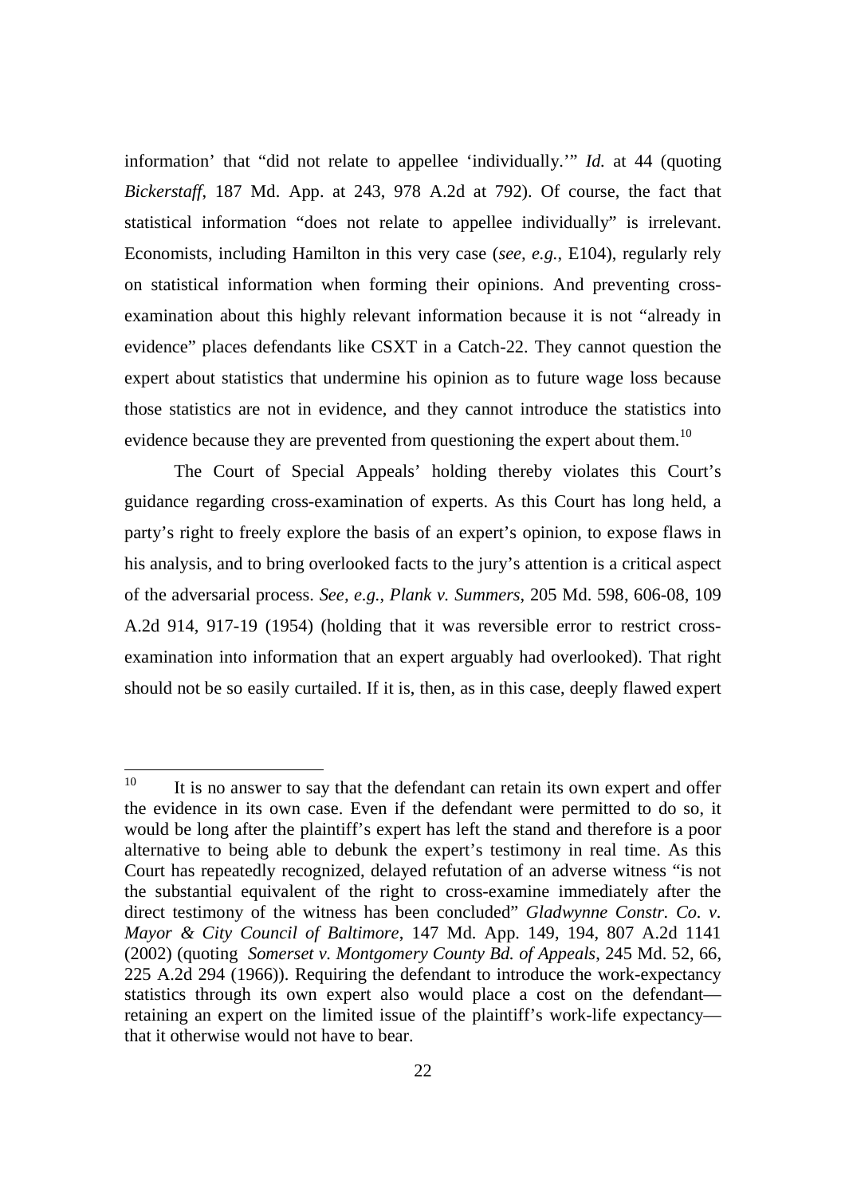information' that "did not relate to appellee 'individually.'" *Id.* at 44 (quoting *Bickerstaff*, 187 Md. App. at 243, 978 A.2d at 792). Of course, the fact that statistical information "does not relate to appellee individually" is irrelevant. Economists, including Hamilton in this very case (*see, e.g.*, E104), regularly rely on statistical information when forming their opinions. And preventing cross-examination about this highly relevant information because it is not "already in evidence" places defendants like CSXT in a Catch-22. They cannot question the expert about statistics that undermine his opinion as to future wage loss because those statistics are not in evidence, and they cannot introduce the statistics into evidence because they are prevented from questioning the expert about them.[10]

The Court of Special Appeals' holding thereby violates this Court's guidance regarding cross-examination of experts. As this Court has long held, a party's right to freely explore the basis of an expert's opinion, to expose flaws in his analysis, and to bring overlooked facts to the jury's attention is a critical aspect of the adversarial process. *See, e.g.*, *Plank v. Summers*, 205 Md. 598, 606-08, 109 A.2d 914, 917-19 (1954) (holding that it was reversible error to restrict cross-examination into information that an expert arguably had overlooked). That right should not be so easily curtailed. If it is, then, as in this case, deeply flawed expert

---

[10] It is no answer to say that the defendant can retain its own expert and offer the evidence in its own case. Even if the defendant were permitted to do so, it would be long after the plaintiff's expert has left the stand and therefore is a poor alternative to being able to debunk the expert's testimony in real time. As this Court has repeatedly recognized, delayed refutation of an adverse witness "is not the substantial equivalent of the right to cross-examine immediately after the direct testimony of the witness has been concluded" *Gladwynne Constr. Co. v. Mayor & City Council of Baltimore*, 147 Md. App. 149, 194, 807 A.2d 1141 (2002) (quoting *Somerset v. Montgomery County Bd. of Appeals*, 245 Md. 52, 66, 225 A.2d 294 (1966)). Requiring the defendant to introduce the work-expectancy statistics through its own expert also would place a cost on the defendant—retaining an expert on the limited issue of the plaintiff's work-life expectancy—that it otherwise would not have to bear.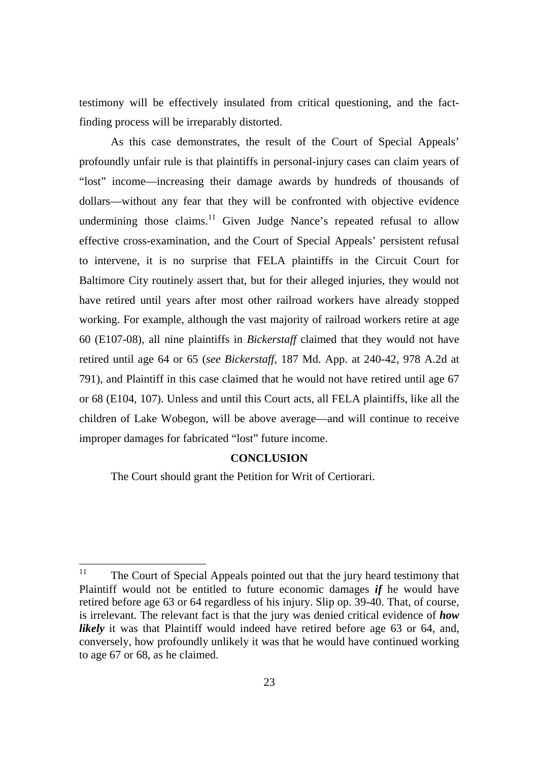testimony will be effectively insulated from critical questioning, and the fact-finding process will be irreparably distorted.

As this case demonstrates, the result of the Court of Special Appeals' profoundly unfair rule is that plaintiffs in personal-injury cases can claim years of "lost" income—increasing their damage awards by hundreds of thousands of dollars—without any fear that they will be confronted with objective evidence undermining those claims.[11] Given Judge Nance's repeated refusal to allow effective cross-examination, and the Court of Special Appeals' persistent refusal to intervene, it is no surprise that FELA plaintiffs in the Circuit Court for Baltimore City routinely assert that, but for their alleged injuries, they would not have retired until years after most other railroad workers have already stopped working. For example, although the vast majority of railroad workers retire at age 60 (E107-08), all nine plaintiffs in *Bickerstaff* claimed that they would not have retired until age 64 or 65 (*see Bickerstaff*, 187 Md. App. at 240-42, 978 A.2d at 791), and Plaintiff in this case claimed that he would not have retired until age 67 or 68 (E104, 107). Unless and until this Court acts, all FELA plaintiffs, like all the children of Lake Wobegon, will be above average—and will continue to receive improper damages for fabricated "lost" future income.

## CONCLUSION

The Court should grant the Petition for Writ of Certiorari.

---

[11] The Court of Special Appeals pointed out that the jury heard testimony that Plaintiff would not be entitled to future economic damages ***if*** he would have retired before age 63 or 64 regardless of his injury. Slip op. 39-40. That, of course, is irrelevant. The relevant fact is that the jury was denied critical evidence of ***how likely*** it was that Plaintiff would indeed have retired before age 63 or 64, and, conversely, how profoundly unlikely it was that he would have continued working to age 67 or 68, as he claimed.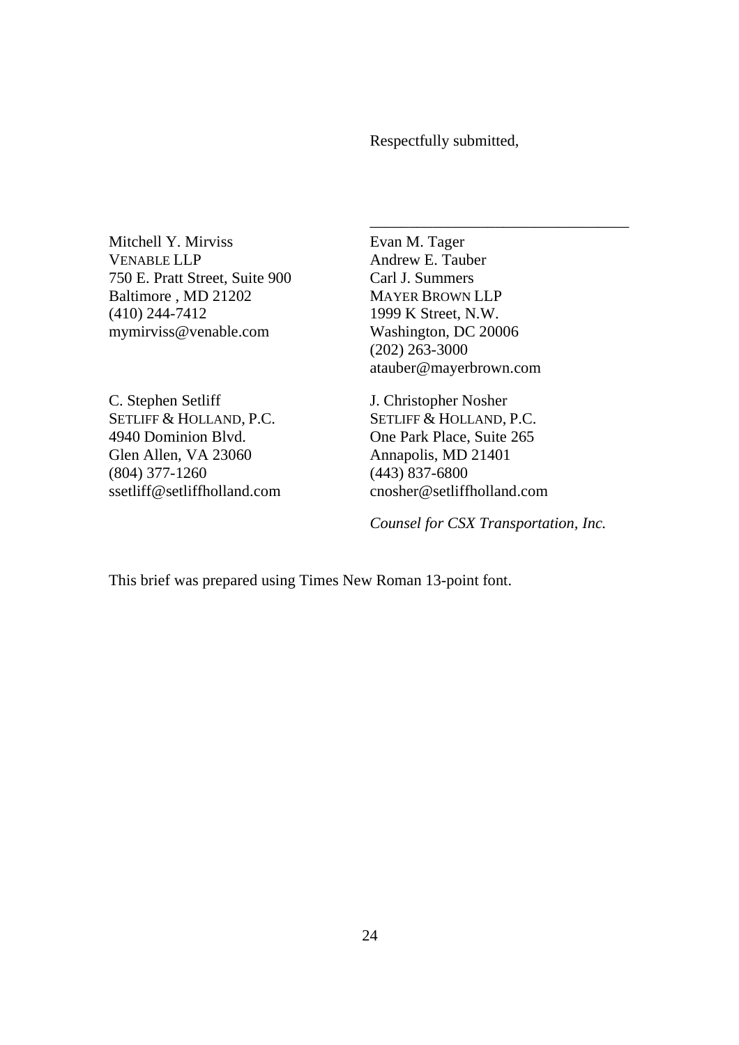Respectfully submitted,

\_\_\_\_\_\_\_\_\_\_\_\_\_\_\_\_\_\_\_\_\_\_\_\_\_\_\_\_\_\_\_\_\_\_

Mitchell Y. Mirviss
VENABLE LLP
750 E. Pratt Street, Suite 900
Baltimore , MD 21202
(410) 244-7412
mymirviss@venable.com

Evan M. Tager
Andrew E. Tauber
Carl J. Summers
MAYER BROWN LLP
1999 K Street, N.W.
Washington, DC 20006
(202) 263-3000
atauber@mayerbrown.com

C. Stephen Setliff
SETLIFF & HOLLAND, P.C.
4940 Dominion Blvd.
Glen Allen, VA 23060
(804) 377-1260
ssetliff@setliffholland.com

J. Christopher Nosher
SETLIFF & HOLLAND, P.C.
One Park Place, Suite 265
Annapolis, MD 21401
(443) 837-6800
cnosher@setliffholland.com

*Counsel for CSX Transportation, Inc.*

This brief was prepared using Times New Roman 13-point font.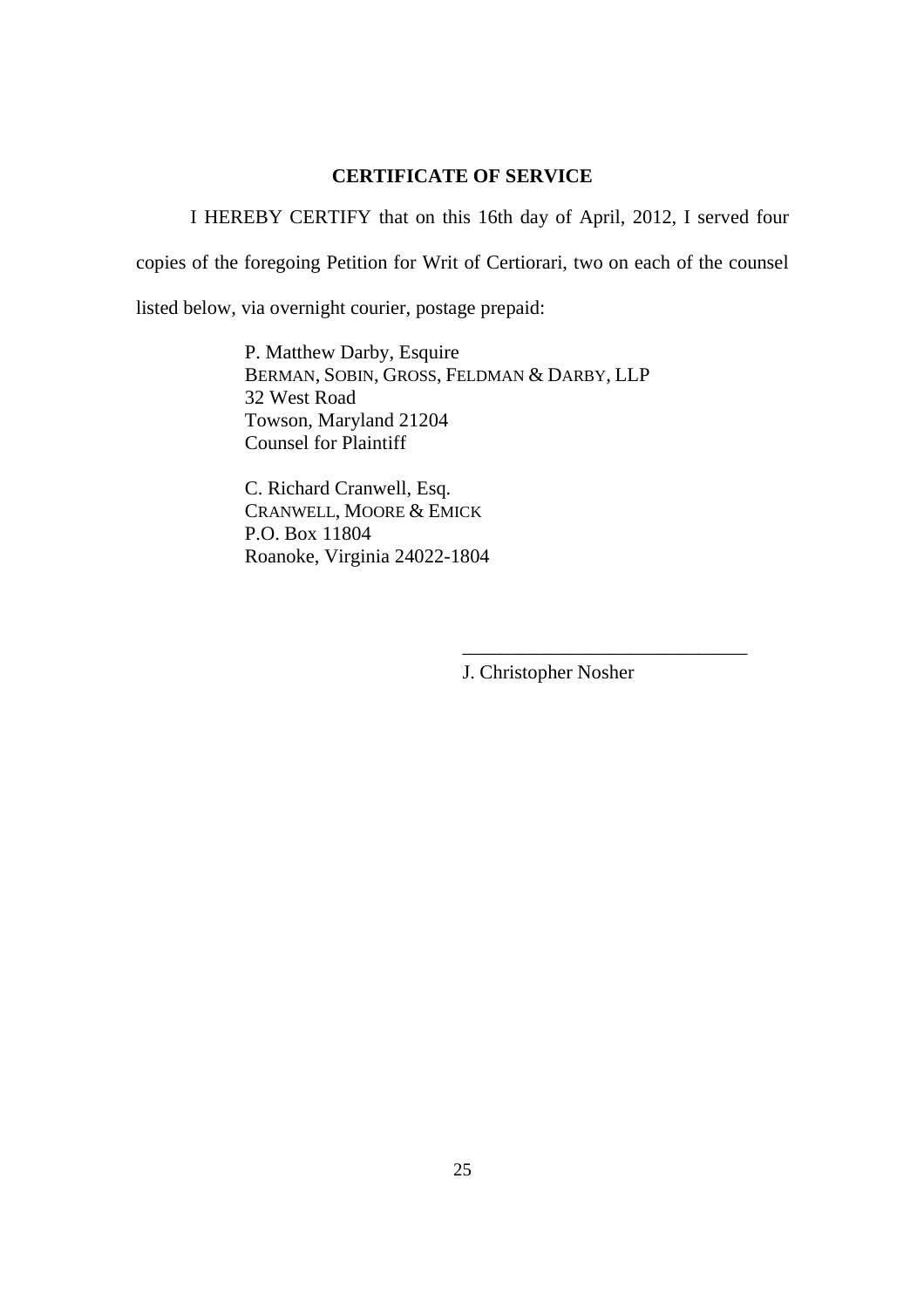**CERTIFICATE OF SERVICE**

I HEREBY CERTIFY that on this 16th day of April, 2012, I served four copies of the foregoing Petition for Writ of Certiorari, two on each of the counsel listed below, via overnight courier, postage prepaid:

P. Matthew Darby, Esquire  
BERMAN, SOBIN, GROSS, FELDMAN & DARBY, LLP  
32 West Road  
Towson, Maryland 21204  
Counsel for Plaintiff

C. Richard Cranwell, Esq.  
CRANWELL, MOORE & EMICK  
P.O. Box 11804  
Roanoke, Virginia 24022-1804

\_\_\_\_\_\_\_\_\_\_\_\_\_\_\_\_\_\_\_\_\_\_\_\_\_\_\_\_\_\_  
J. Christopher Nosher